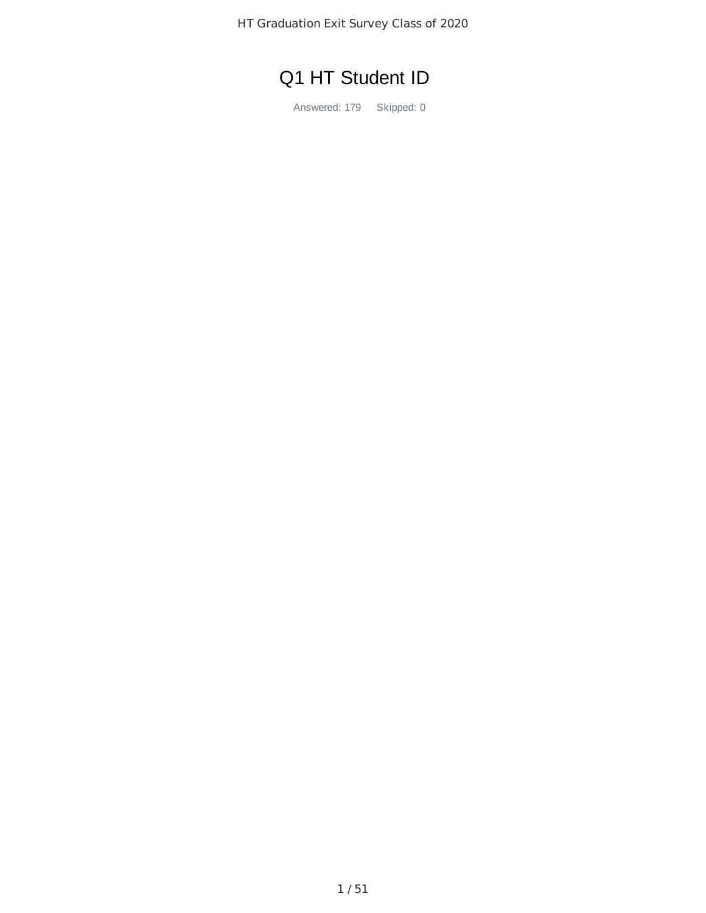# Q1 HT Student ID

Answered: 179 Skipped: 0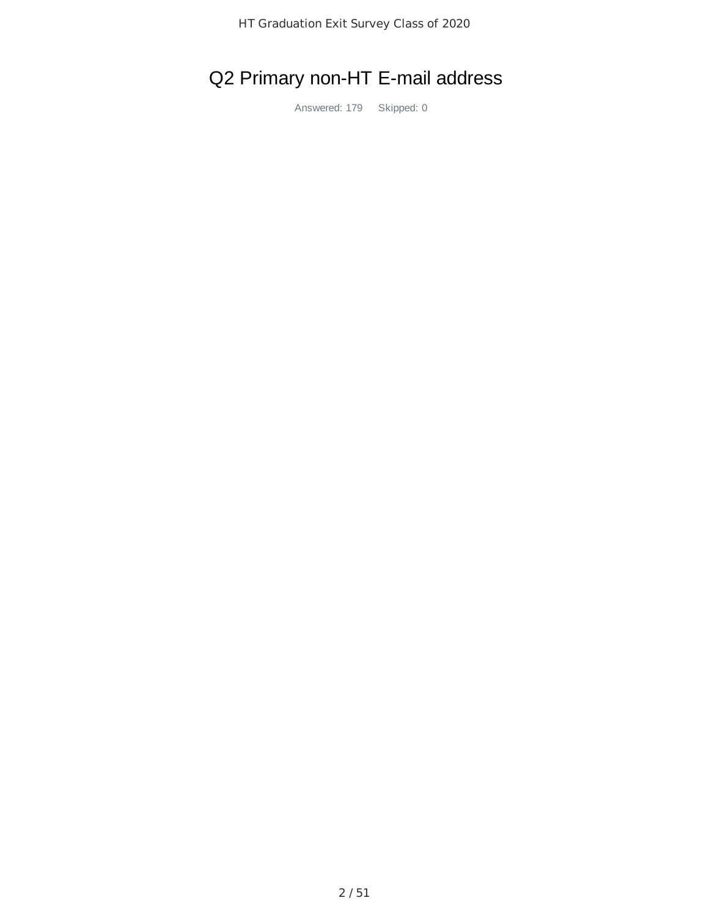# Q2 Primary non-HT E-mail address

Answered: 179 Skipped: 0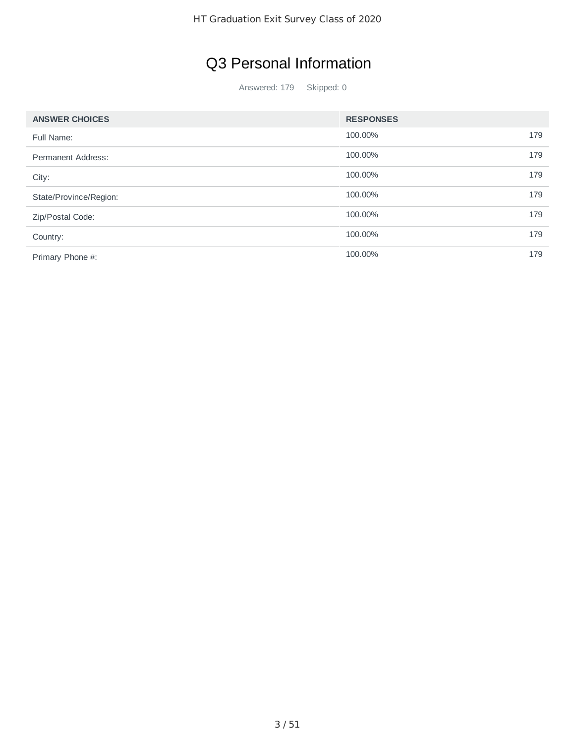# Q3 Personal Information

Answered: 179 Skipped: 0

| ANSWER CHOICES | RESPONSES | |
|---|---|---|
| Full Name: | 100.00% | 179 |
| Permanent Address: | 100.00% | 179 |
| City: | 100.00% | 179 |
| State/Province/Region: | 100.00% | 179 |
| Zip/Postal Code: | 100.00% | 179 |
| Country: | 100.00% | 179 |
| Primary Phone #: | 100.00% | 179 |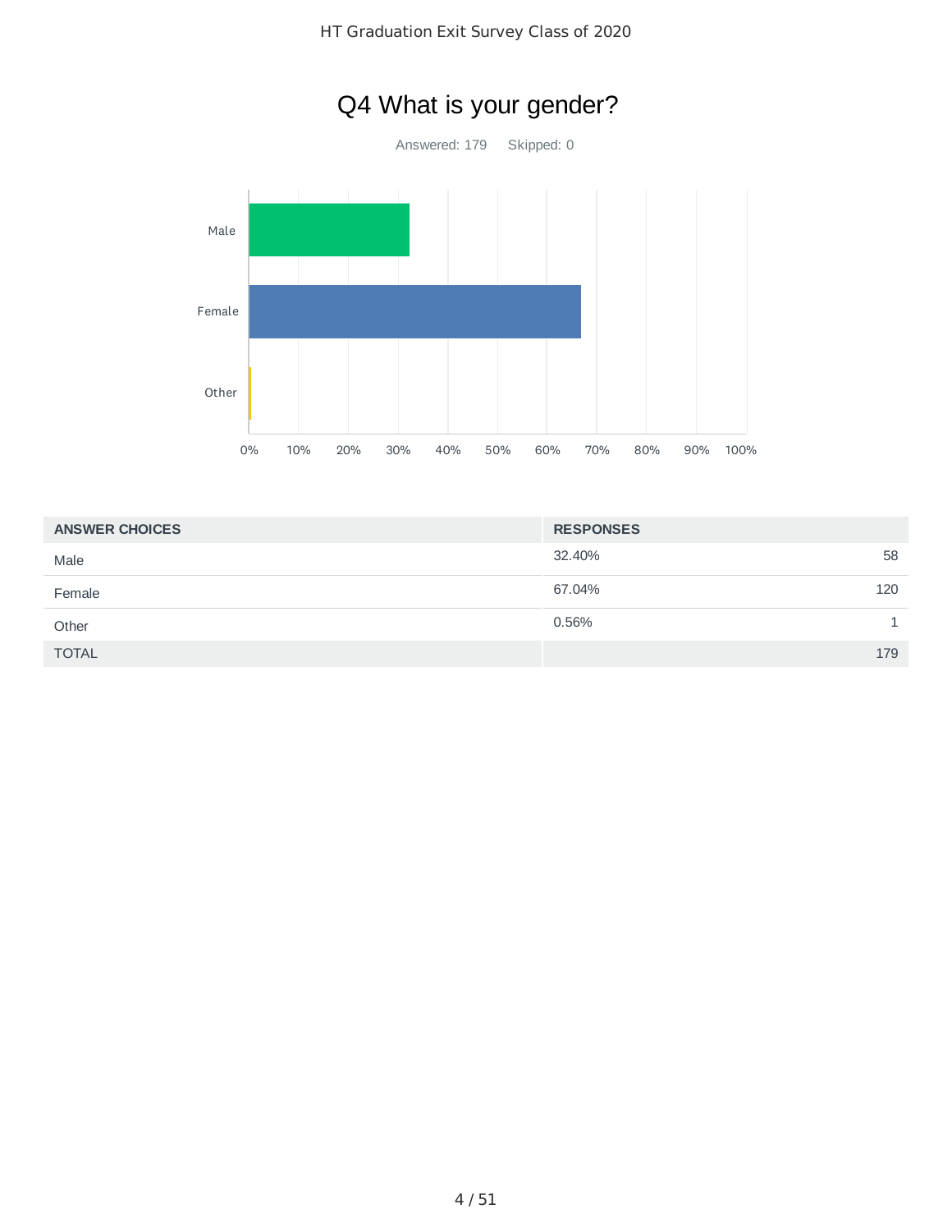# Q4 What is your gender?

Answered: 179 Skipped: 0

| ANSWER CHOICES | RESPONSES | |
|---|---|---|
| Male | 32.40% | 58 |
| Female | 67.04% | 120 |
| Other | 0.56% | 1 |
| TOTAL | | 179 |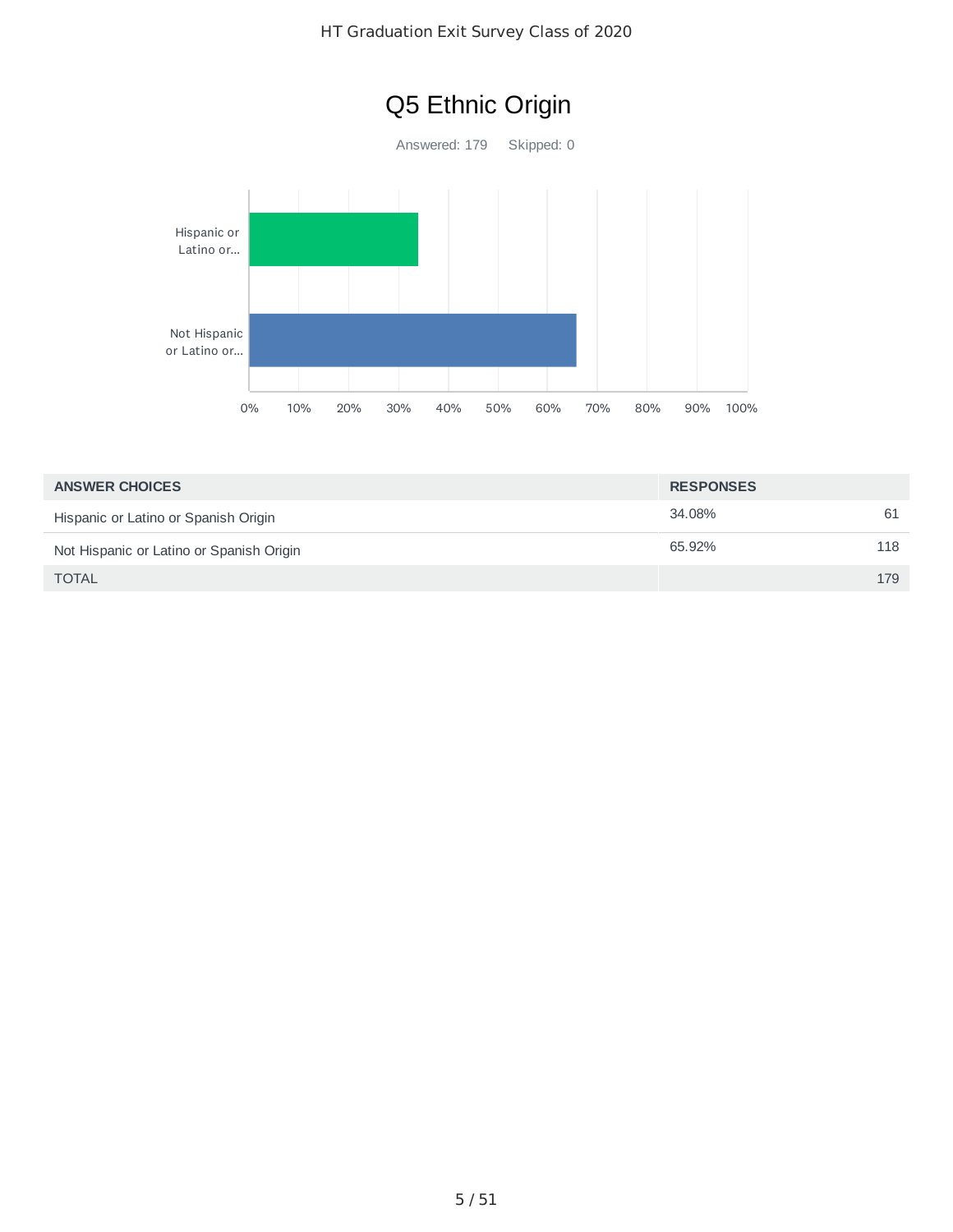# Q5 Ethnic Origin

Answered: 179    Skipped: 0

| ANSWER CHOICES | RESPONSES | |
|---|---|---|
| Hispanic or Latino or Spanish Origin | 34.08% | 61 |
| Not Hispanic or Latino or Spanish Origin | 65.92% | 118 |
| TOTAL | | 179 |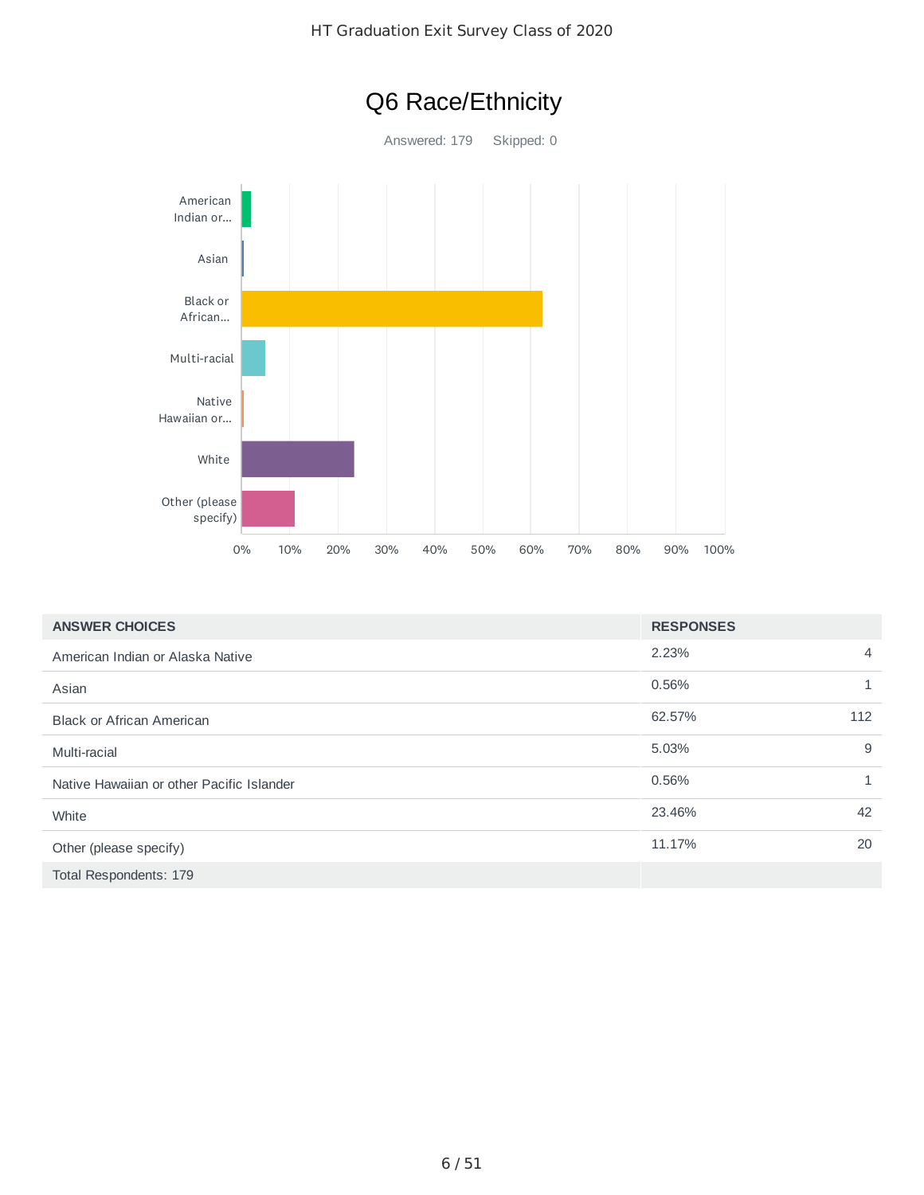# Q6 Race/Ethnicity

Answered: 179 Skipped: 0

| ANSWER CHOICES | RESPONSES | |
|---|---|---|
| American Indian or Alaska Native | 2.23% | 4 |
| Asian | 0.56% | 1 |
| Black or African American | 62.57% | 112 |
| Multi-racial | 5.03% | 9 |
| Native Hawaiian or other Pacific Islander | 0.56% | 1 |
| White | 23.46% | 42 |
| Other (please specify) | 11.17% | 20 |
| Total Respondents: 179 | | |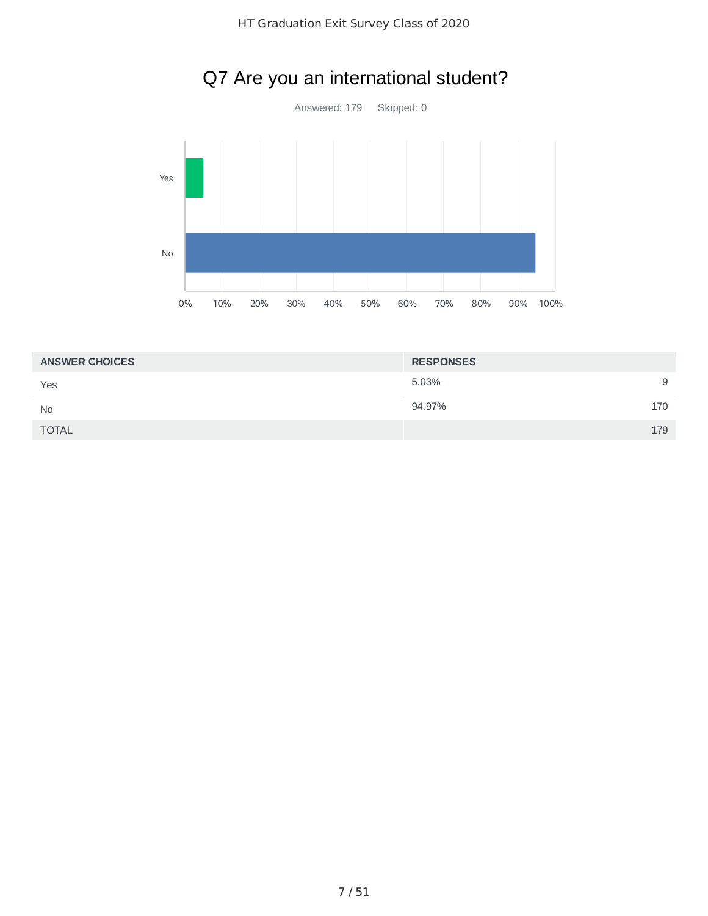# Q7 Are you an international student?

Answered: 179 Skipped: 0

| ANSWER CHOICES | RESPONSES | |
|---|---|---|
| Yes | 5.03% | 9 |
| No | 94.97% | 170 |
| TOTAL | | 179 |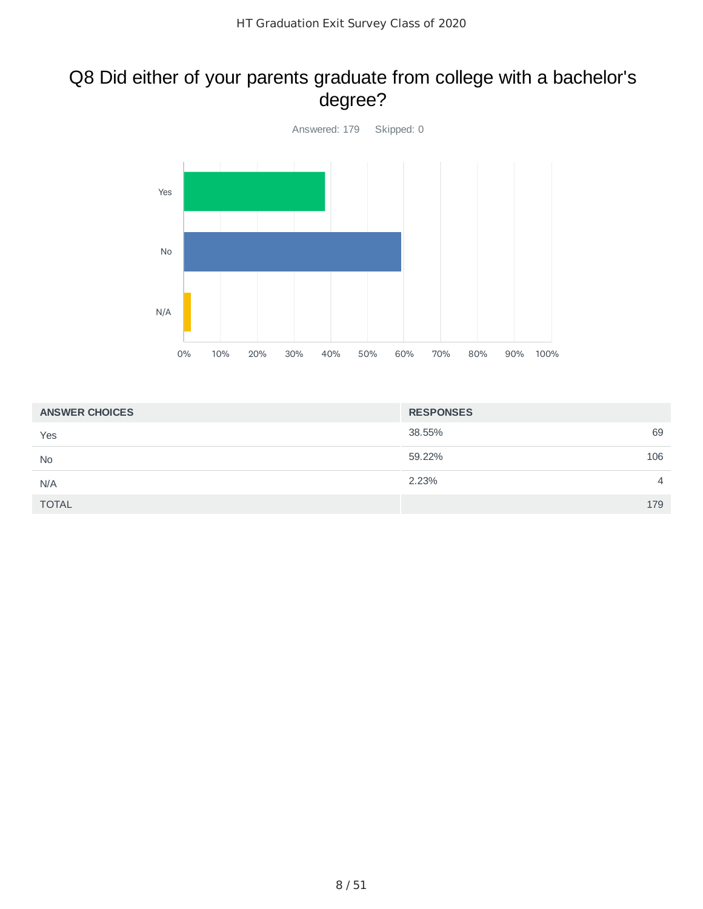# Q8 Did either of your parents graduate from college with a bachelor's degree?

Answered: 179 Skipped: 0

| ANSWER CHOICES | RESPONSES | |
|---|---|---|
| Yes | 38.55% | 69 |
| No | 59.22% | 106 |
| N/A | 2.23% | 4 |
| TOTAL | | 179 |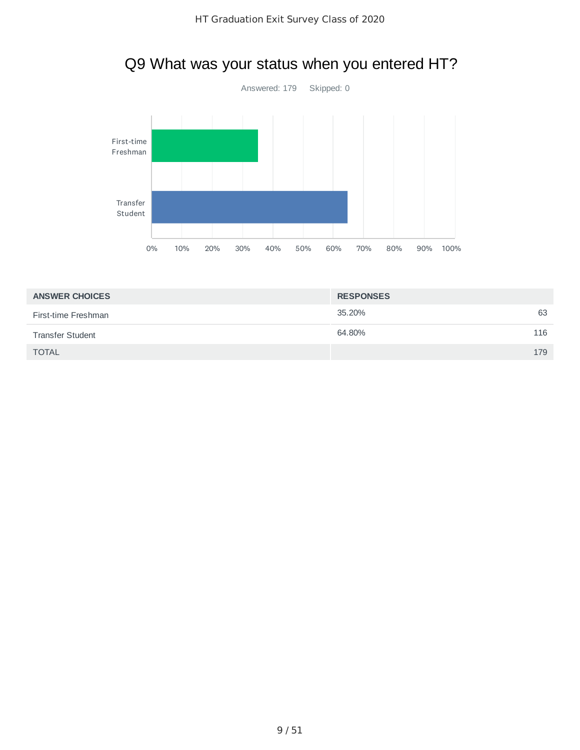# Q9 What was your status when you entered HT?

Answered: 179 Skipped: 0

| ANSWER CHOICES | RESPONSES | |
|---|---|---|
| First-time Freshman | 35.20% | 63 |
| Transfer Student | 64.80% | 116 |
| TOTAL | | 179 |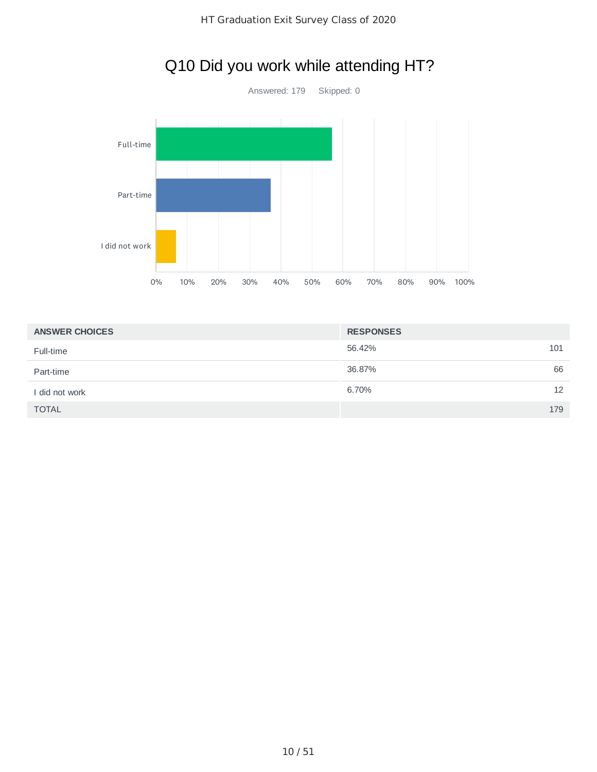# Q10 Did you work while attending HT?

Answered: 179 Skipped: 0

| ANSWER CHOICES | RESPONSES | |
|---|---|---|
| Full-time | 56.42% | 101 |
| Part-time | 36.87% | 66 |
| I did not work | 6.70% | 12 |
| TOTAL | | 179 |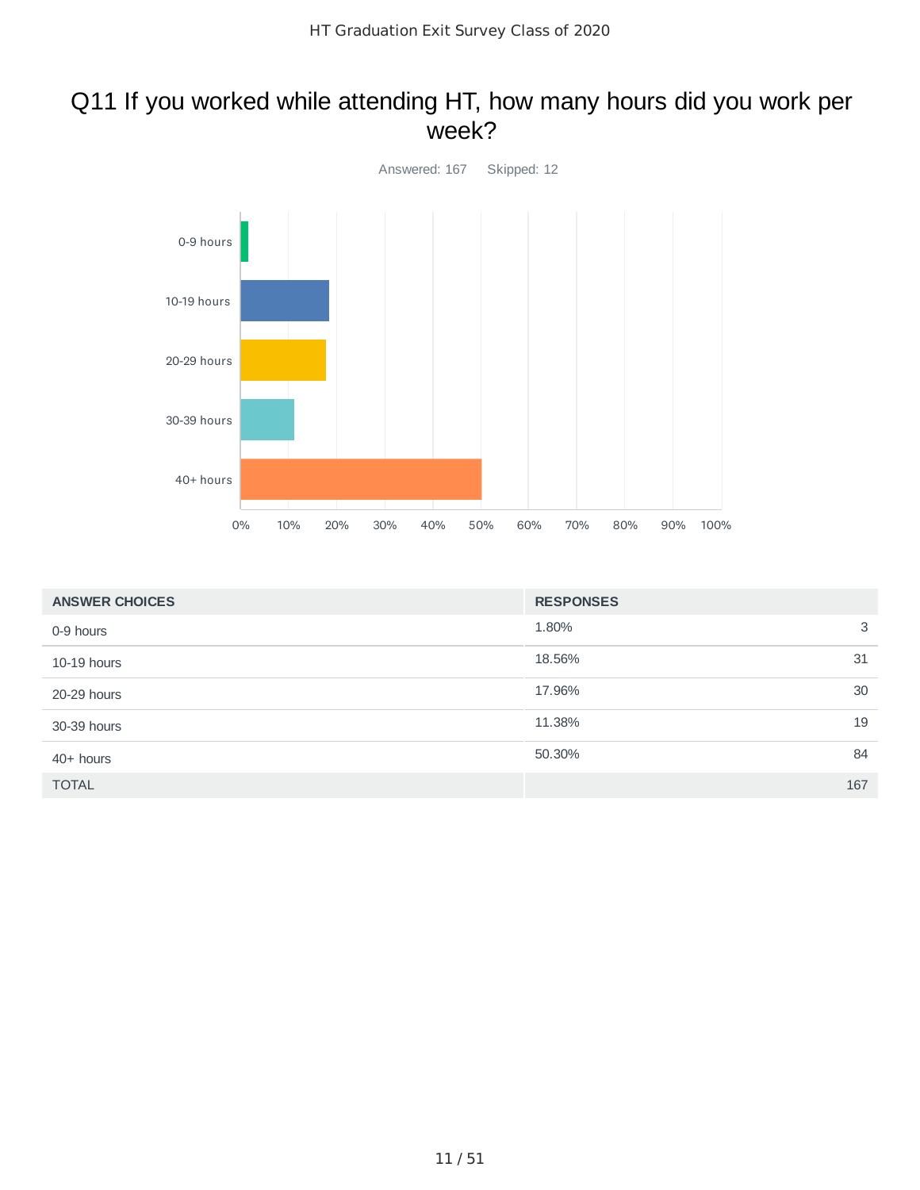# Q11 If you worked while attending HT, how many hours did you work per week?

Answered: 167 Skipped: 12

| ANSWER CHOICES | RESPONSES | |
|---|---|---|
| 0-9 hours | 1.80% | 3 |
| 10-19 hours | 18.56% | 31 |
| 20-29 hours | 17.96% | 30 |
| 30-39 hours | 11.38% | 19 |
| 40+ hours | 50.30% | 84 |
| TOTAL | | 167 |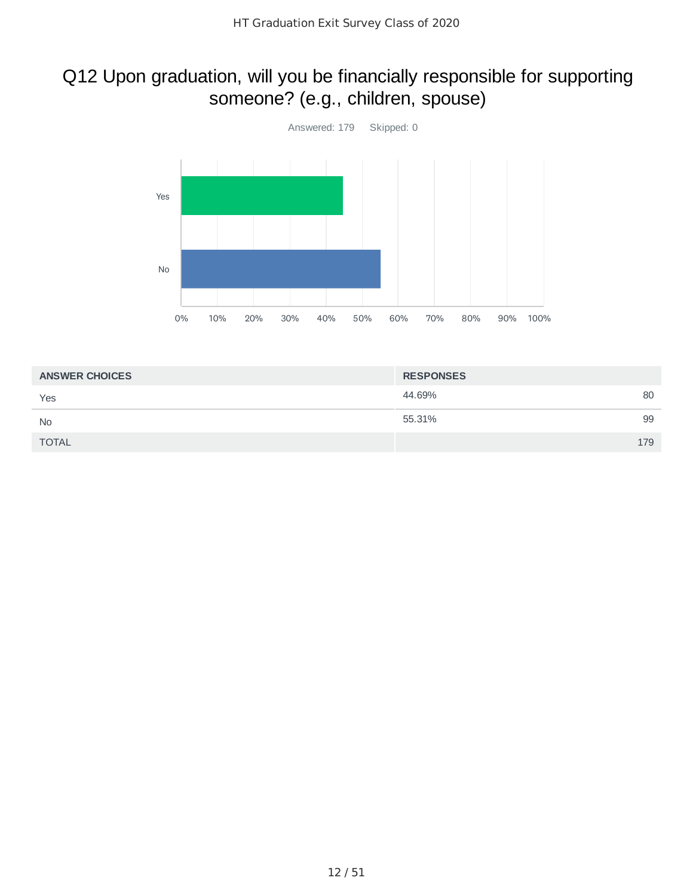# Q12 Upon graduation, will you be financially responsible for supporting someone? (e.g., children, spouse)

Answered: 179 Skipped: 0

| ANSWER CHOICES | RESPONSES | |
|---|---|---|
| Yes | 44.69% | 80 |
| No | 55.31% | 99 |
| TOTAL | | 179 |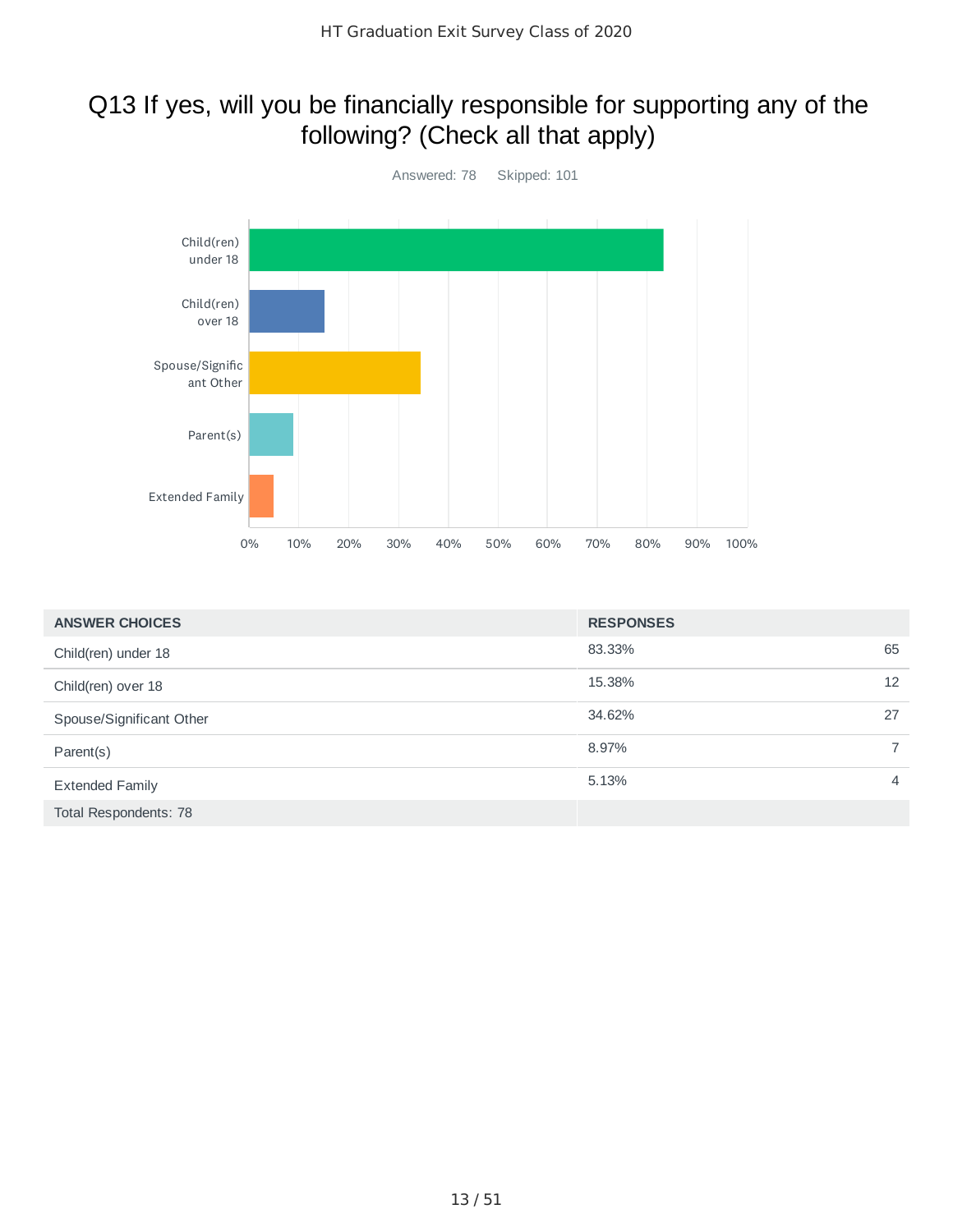# Q13 If yes, will you be financially responsible for supporting any of the following? (Check all that apply)

Answered: 78 Skipped: 101

| ANSWER CHOICES | RESPONSES | |
|---|---|---|
| Child(ren) under 18 | 83.33% | 65 |
| Child(ren) over 18 | 15.38% | 12 |
| Spouse/Significant Other | 34.62% | 27 |
| Parent(s) | 8.97% | 7 |
| Extended Family | 5.13% | 4 |
| Total Respondents: 78 | | |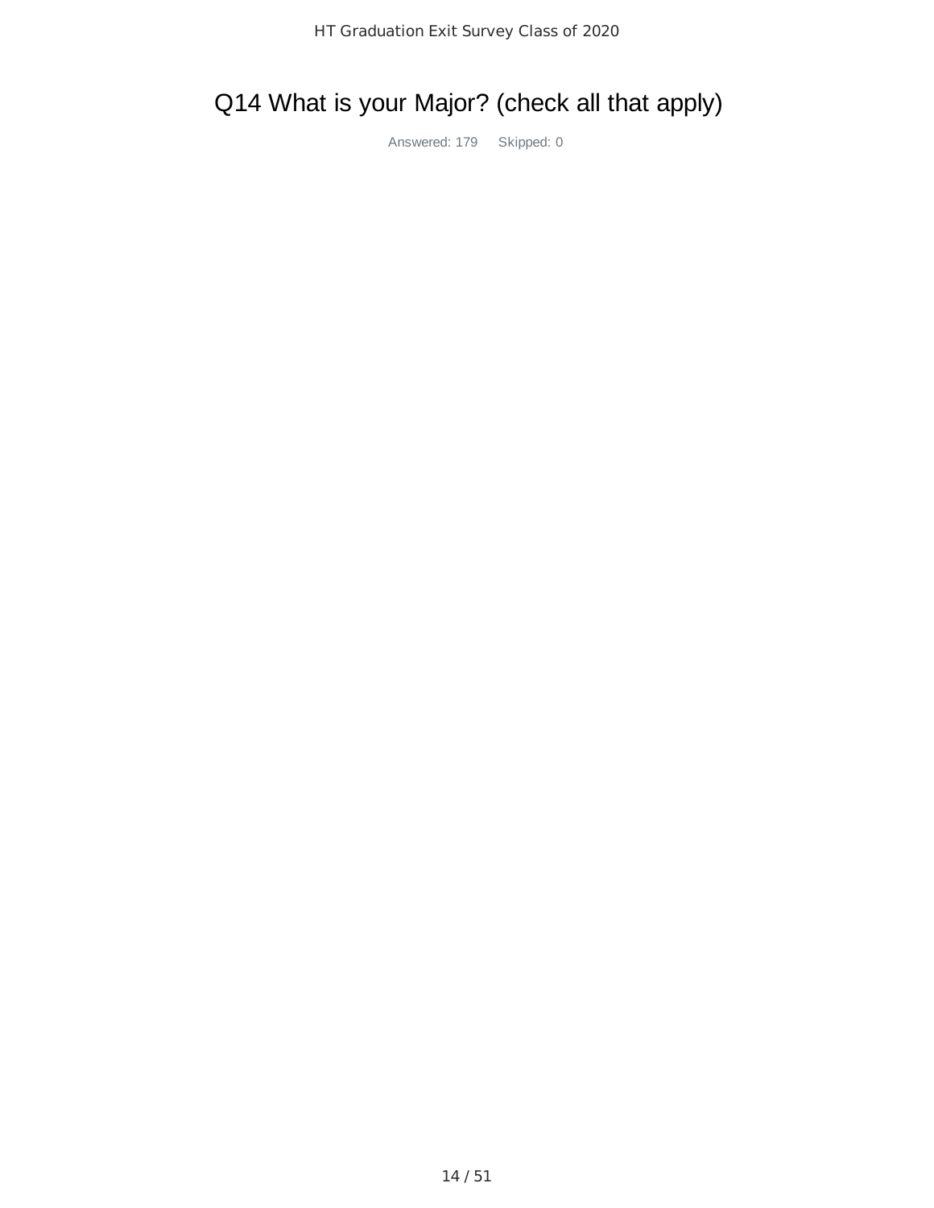# Q14 What is your Major? (check all that apply)

Answered: 179 Skipped: 0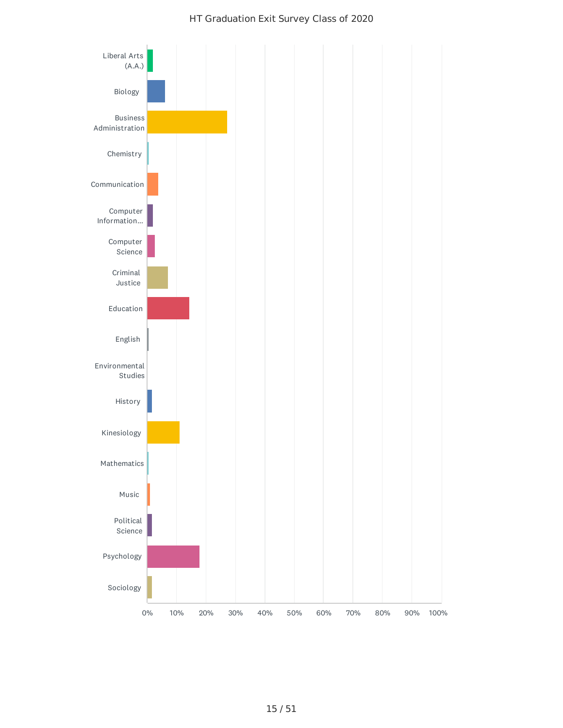# HT Graduation Exit Survey Class of 2020

- Liberal Arts (A.A.)
- Biology
- Business Administration
- Chemistry
- Communication
- Computer Information...
- Computer Science
- Criminal Justice
- Education
- English
- Environmental Studies
- History
- Kinesiology
- Mathematics
- Music
- Political Science
- Psychology
- Sociology

0% 10% 20% 30% 40% 50% 60% 70% 80% 90% 100%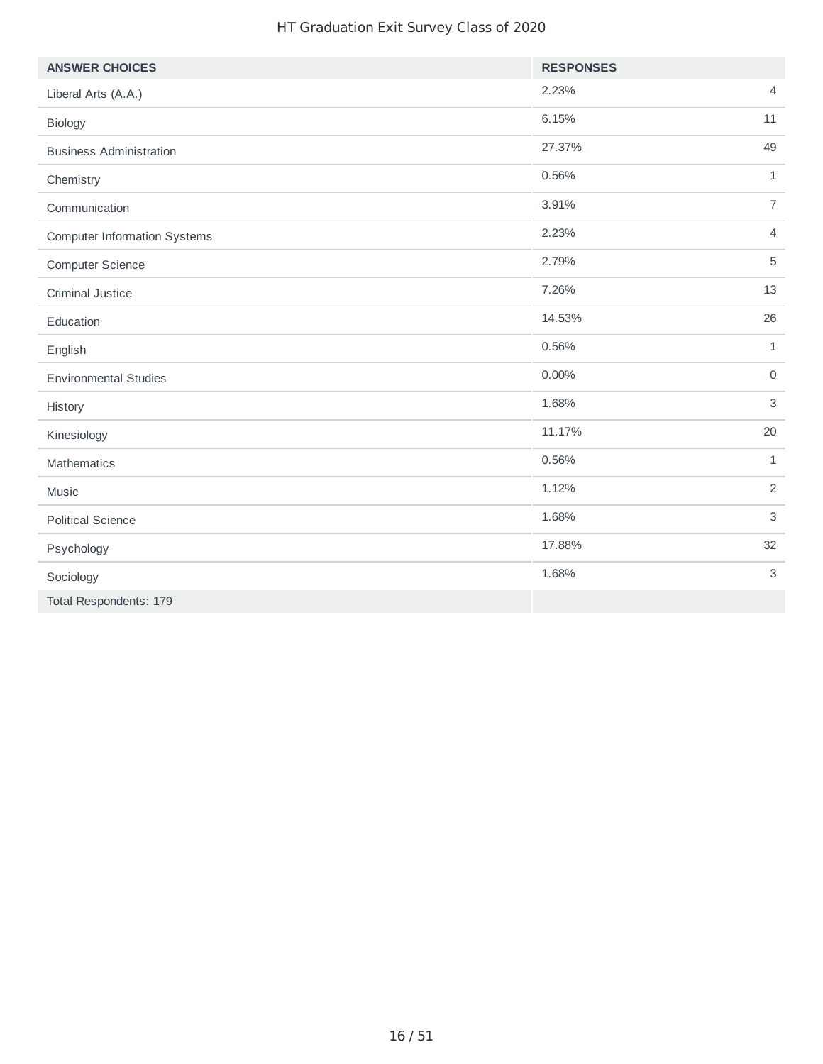| ANSWER CHOICES | RESPONSES | |
|---|---|---|
| Liberal Arts (A.A.) | 2.23% | 4 |
| Biology | 6.15% | 11 |
| Business Administration | 27.37% | 49 |
| Chemistry | 0.56% | 1 |
| Communication | 3.91% | 7 |
| Computer Information Systems | 2.23% | 4 |
| Computer Science | 2.79% | 5 |
| Criminal Justice | 7.26% | 13 |
| Education | 14.53% | 26 |
| English | 0.56% | 1 |
| Environmental Studies | 0.00% | 0 |
| History | 1.68% | 3 |
| Kinesiology | 11.17% | 20 |
| Mathematics | 0.56% | 1 |
| Music | 1.12% | 2 |
| Political Science | 1.68% | 3 |
| Psychology | 17.88% | 32 |
| Sociology | 1.68% | 3 |
| Total Respondents: 179 | | |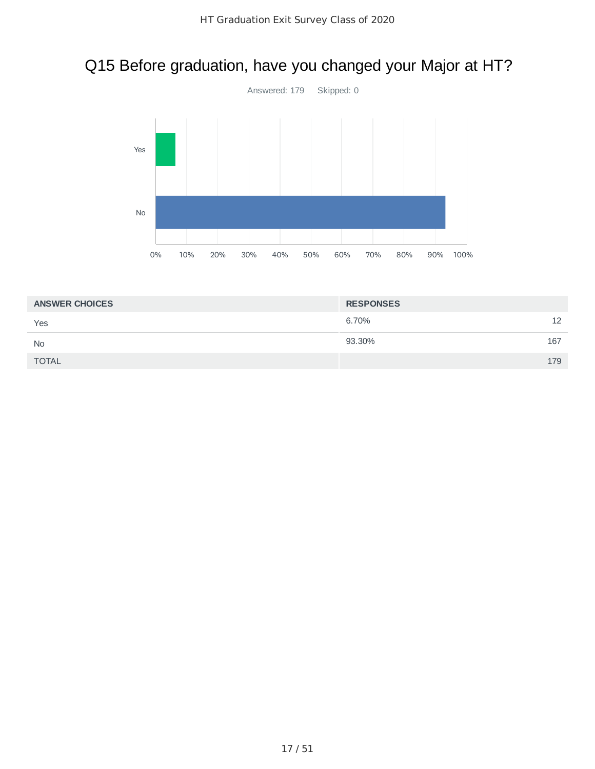# Q15 Before graduation, have you changed your Major at HT?

Answered: 179 Skipped: 0

| ANSWER CHOICES | RESPONSES | |
|---|---|---|
| Yes | 6.70% | 12 |
| No | 93.30% | 167 |
| TOTAL | | 179 |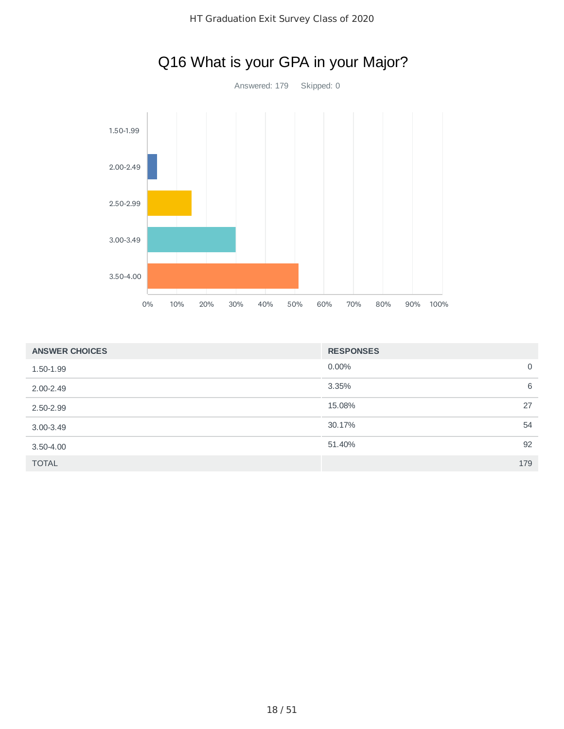# Q16 What is your GPA in your Major?

Answered: 179 Skipped: 0

| ANSWER CHOICES | RESPONSES | |
|---|---|---|
| 1.50-1.99 | 0.00% | 0 |
| 2.00-2.49 | 3.35% | 6 |
| 2.50-2.99 | 15.08% | 27 |
| 3.00-3.49 | 30.17% | 54 |
| 3.50-4.00 | 51.40% | 92 |
| TOTAL | | 179 |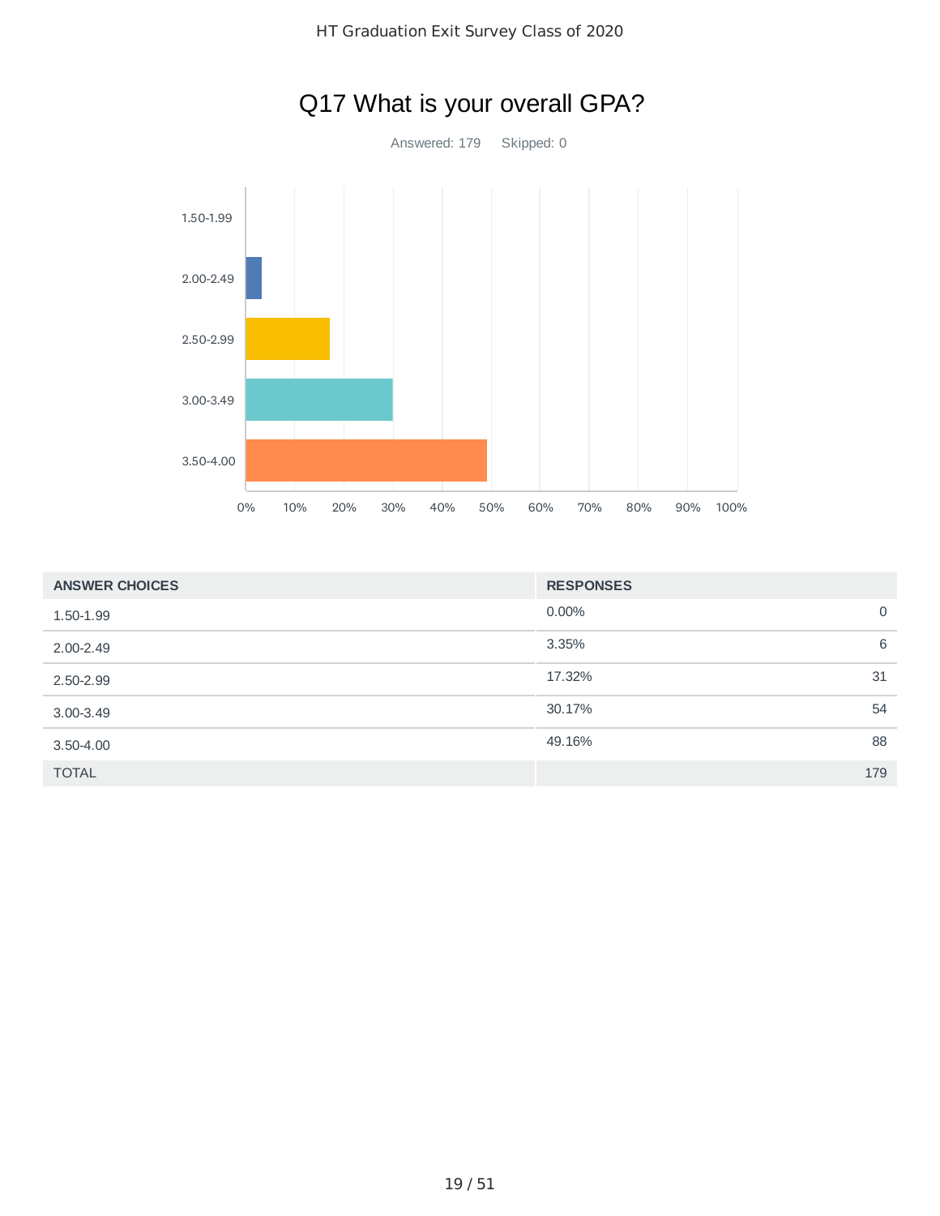# Q17 What is your overall GPA?

Answered: 179 Skipped: 0

| ANSWER CHOICES | RESPONSES | |
|---|---|---|
| 1.50-1.99 | 0.00% | 0 |
| 2.00-2.49 | 3.35% | 6 |
| 2.50-2.99 | 17.32% | 31 |
| 3.00-3.49 | 30.17% | 54 |
| 3.50-4.00 | 49.16% | 88 |
| TOTAL | | 179 |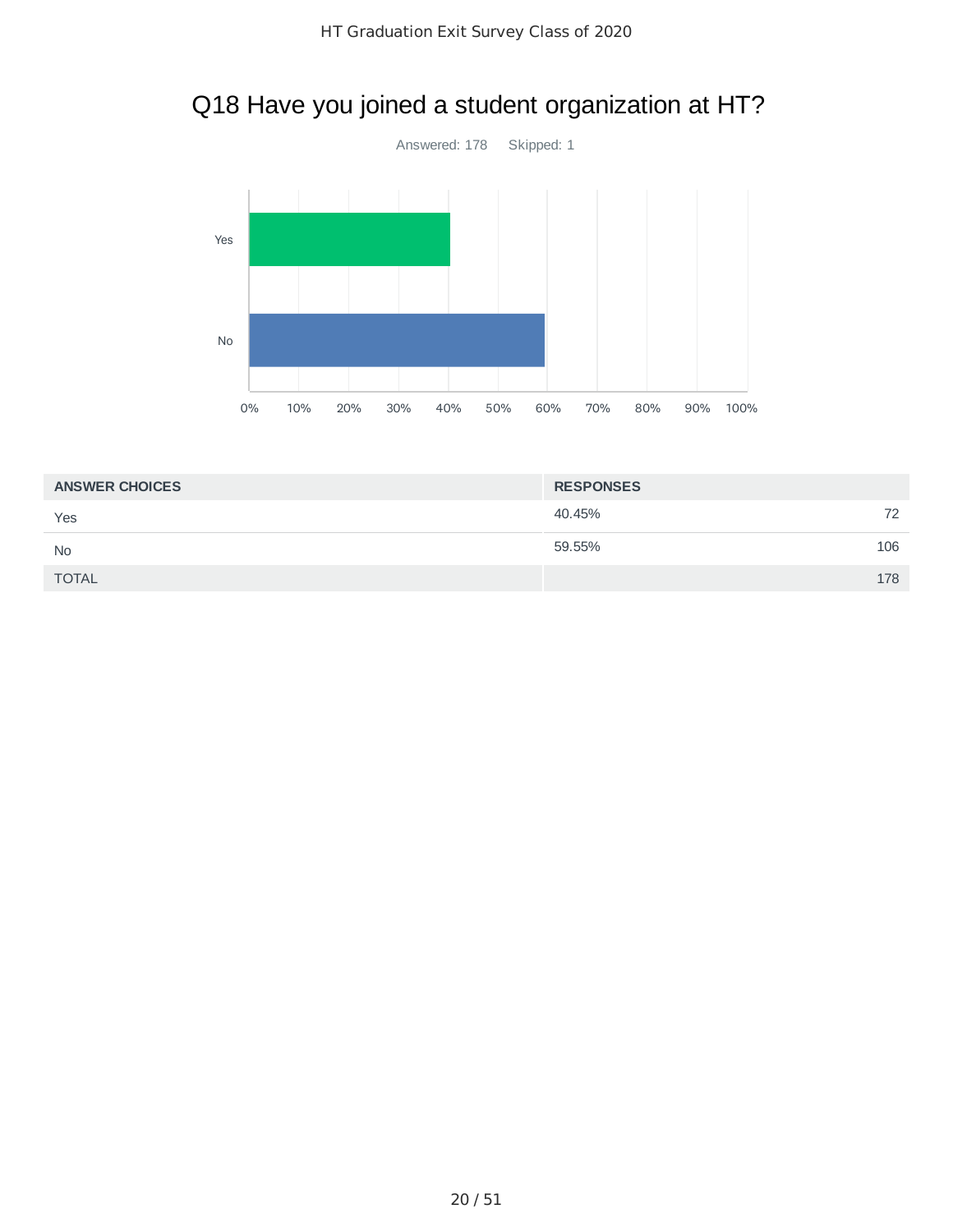# Q18 Have you joined a student organization at HT?

Answered: 178 Skipped: 1

| ANSWER CHOICES | RESPONSES | |
|---|---|---|
| Yes | 40.45% | 72 |
| No | 59.55% | 106 |
| TOTAL | | 178 |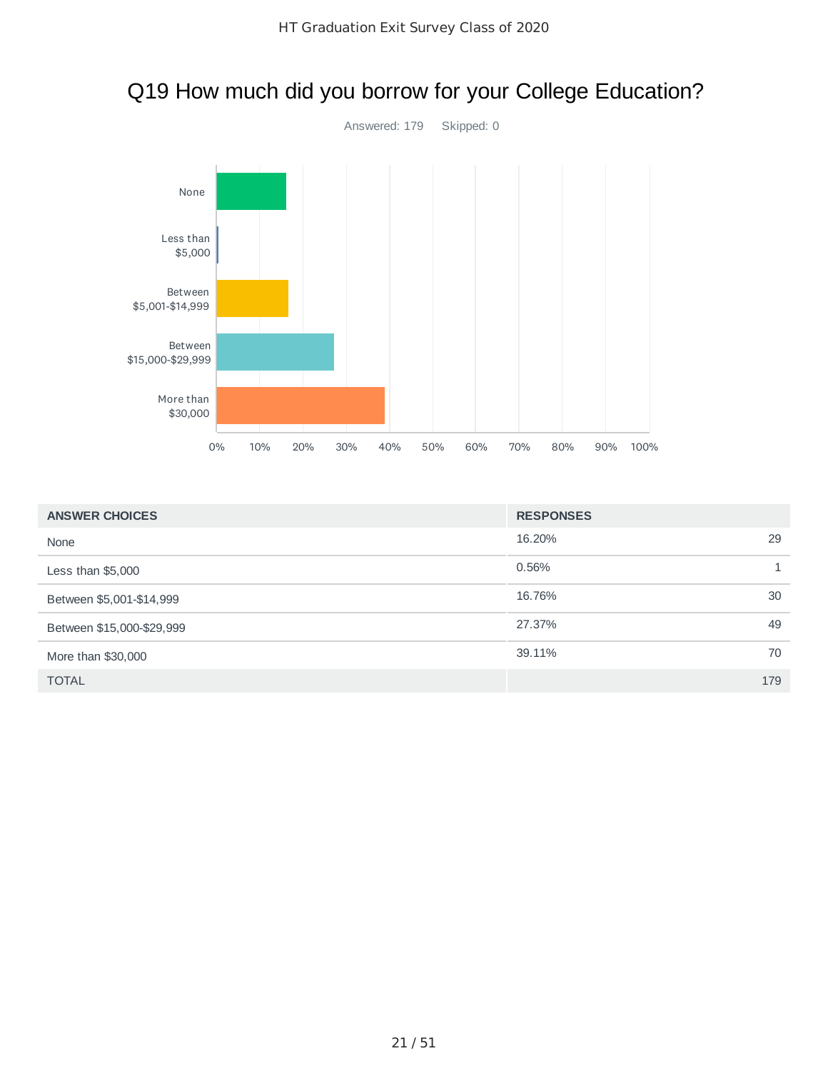# Q19 How much did you borrow for your College Education?

Answered: 179 Skipped: 0

| ANSWER CHOICES | RESPONSES | |
|---|---|---|
| None | 16.20% | 29 |
| Less than $5,000 | 0.56% | 1 |
| Between $5,001-$14,999 | 16.76% | 30 |
| Between $15,000-$29,999 | 27.37% | 49 |
| More than $30,000 | 39.11% | 70 |
| TOTAL | | 179 |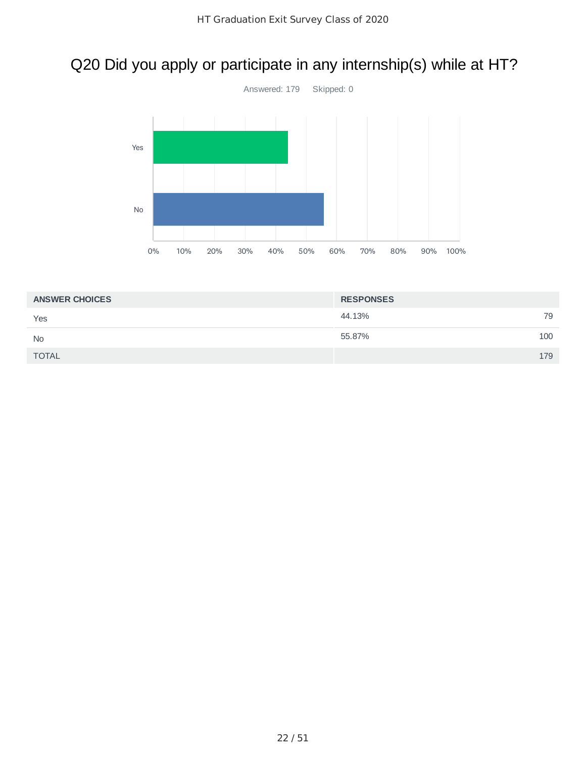# Q20 Did you apply or participate in any internship(s) while at HT?

Answered: 179 Skipped: 0

| ANSWER CHOICES | RESPONSES | |
|---|---|---|
| Yes | 44.13% | 79 |
| No | 55.87% | 100 |
| TOTAL | | 179 |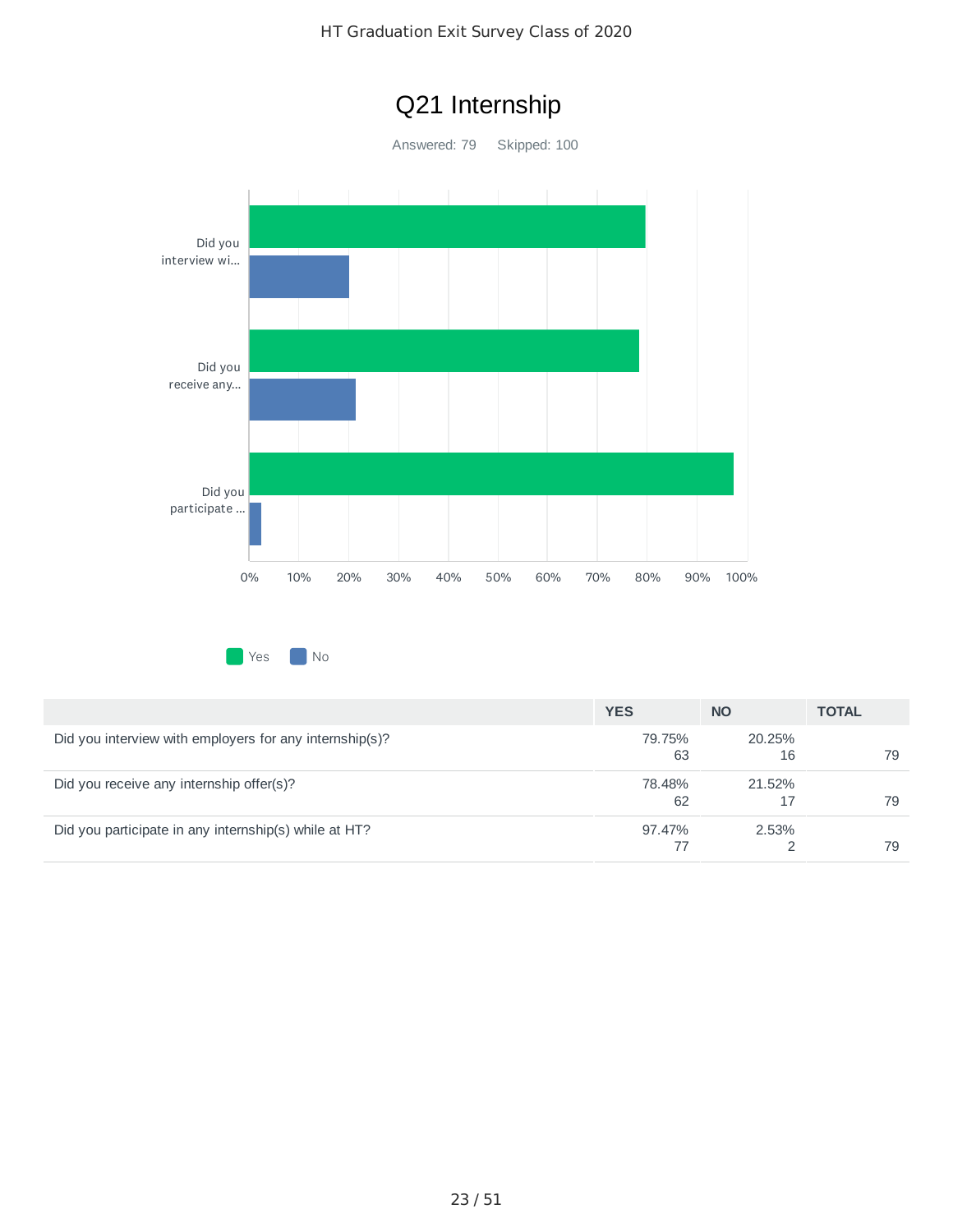# Q21 Internship

Answered: 79 Skipped: 100

| | YES | NO | TOTAL |
|---|---|---|---|
| Did you interview with employers for any internship(s)? | 79.75%<br>63 | 20.25%<br>16 | 79 |
| Did you receive any internship offer(s)? | 78.48%<br>62 | 21.52%<br>17 | 79 |
| Did you participate in any internship(s) while at HT? | 97.47%<br>77 | 2.53%<br>2 | 79 |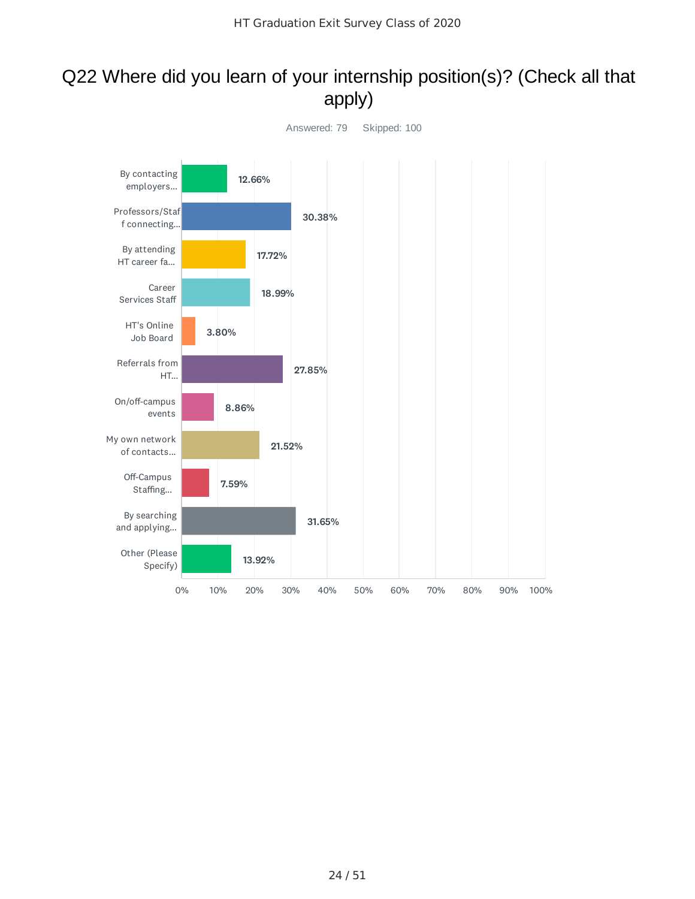## Q22 Where did you learn of your internship position(s)? (Check all that apply)

Answered: 79 Skipped: 100

| Answer | Percentage |
|---|---|
| By contacting employers... | 12.66% |
| Professors/Staff connecting... | 30.38% |
| By attending HT career fa... | 17.72% |
| Career Services Staff | 18.99% |
| HT's Online Job Board | 3.80% |
| Referrals from HT... | 27.85% |
| On/off-campus events | 8.86% |
| My own network of contacts... | 21.52% |
| Off-Campus Staffing... | 7.59% |
| By searching and applying... | 31.65% |
| Other (Please Specify) | 13.92% |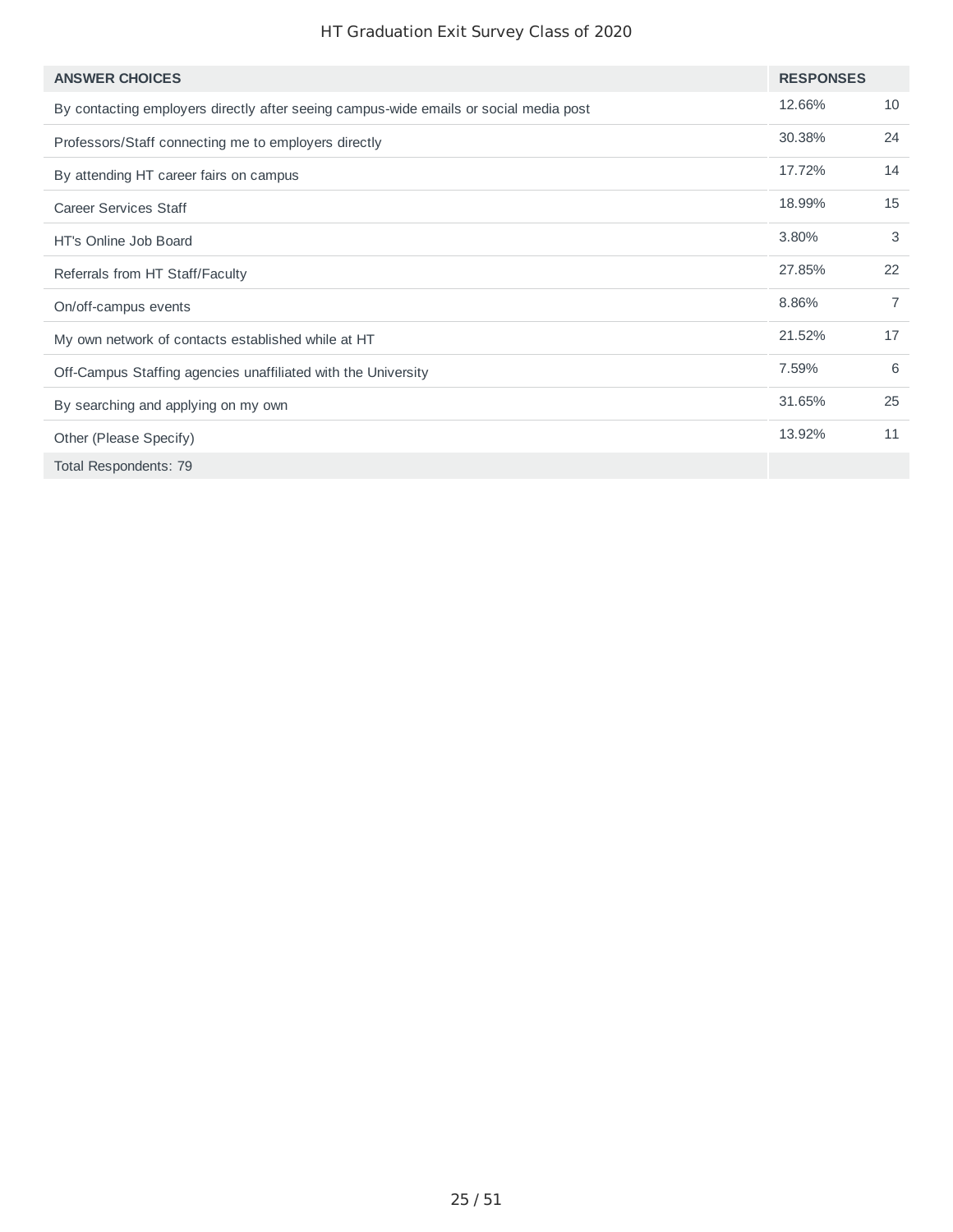| ANSWER CHOICES | RESPONSES | |
|---|---|---|
| By contacting employers directly after seeing campus-wide emails or social media post | 12.66% | 10 |
| Professors/Staff connecting me to employers directly | 30.38% | 24 |
| By attending HT career fairs on campus | 17.72% | 14 |
| Career Services Staff | 18.99% | 15 |
| HT's Online Job Board | 3.80% | 3 |
| Referrals from HT Staff/Faculty | 27.85% | 22 |
| On/off-campus events | 8.86% | 7 |
| My own network of contacts established while at HT | 21.52% | 17 |
| Off-Campus Staffing agencies unaffiliated with the University | 7.59% | 6 |
| By searching and applying on my own | 31.65% | 25 |
| Other (Please Specify) | 13.92% | 11 |
| Total Respondents: 79 | | |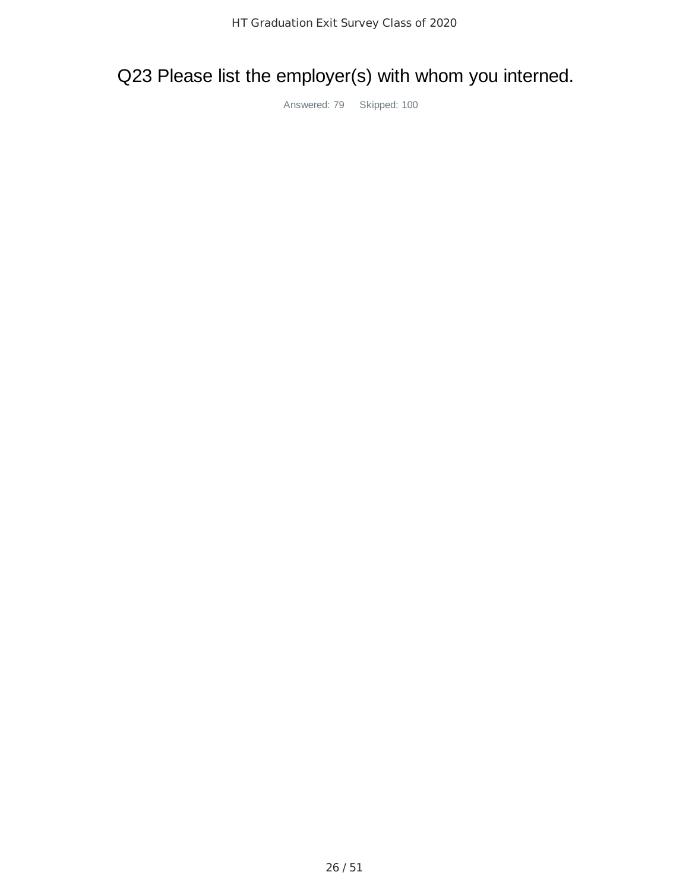# Q23 Please list the employer(s) with whom you interned.

Answered: 79    Skipped: 100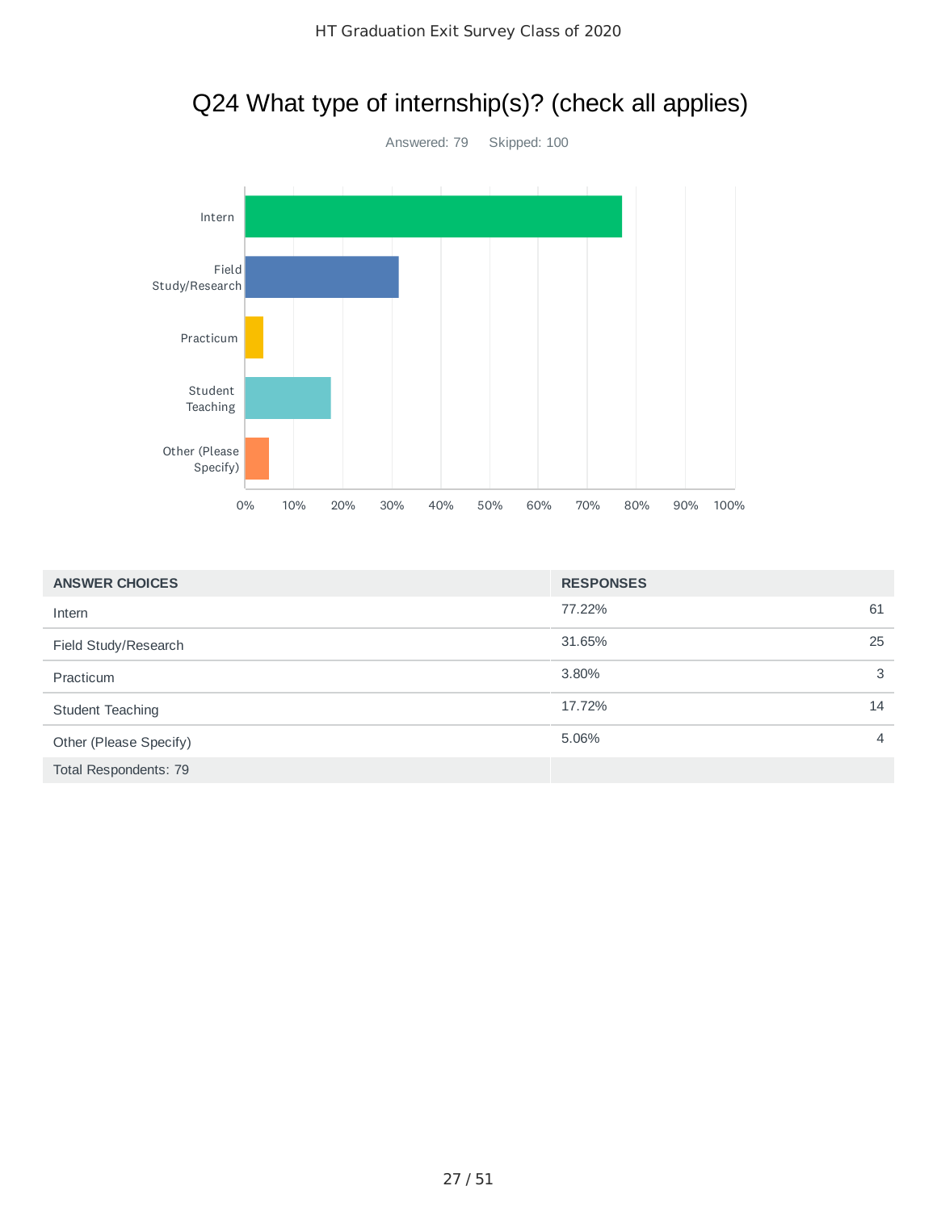## Q24 What type of internship(s)? (check all applies)

Answered: 79 Skipped: 100

| ANSWER CHOICES | RESPONSES | |
|---|---|---|
| Intern | 77.22% | 61 |
| Field Study/Research | 31.65% | 25 |
| Practicum | 3.80% | 3 |
| Student Teaching | 17.72% | 14 |
| Other (Please Specify) | 5.06% | 4 |
| Total Respondents: 79 | | |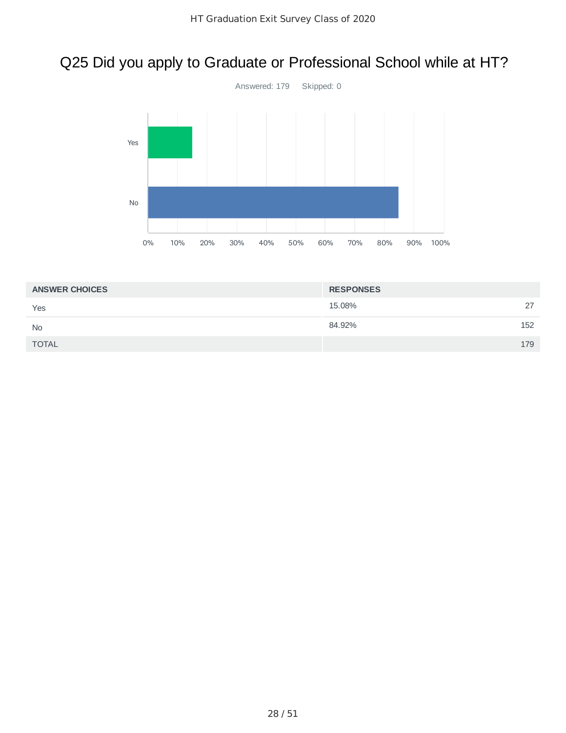# Q25 Did you apply to Graduate or Professional School while at HT?

Answered: 179 Skipped: 0

| ANSWER CHOICES | RESPONSES | |
|---|---|---|
| Yes | 15.08% | 27 |
| No | 84.92% | 152 |
| TOTAL | | 179 |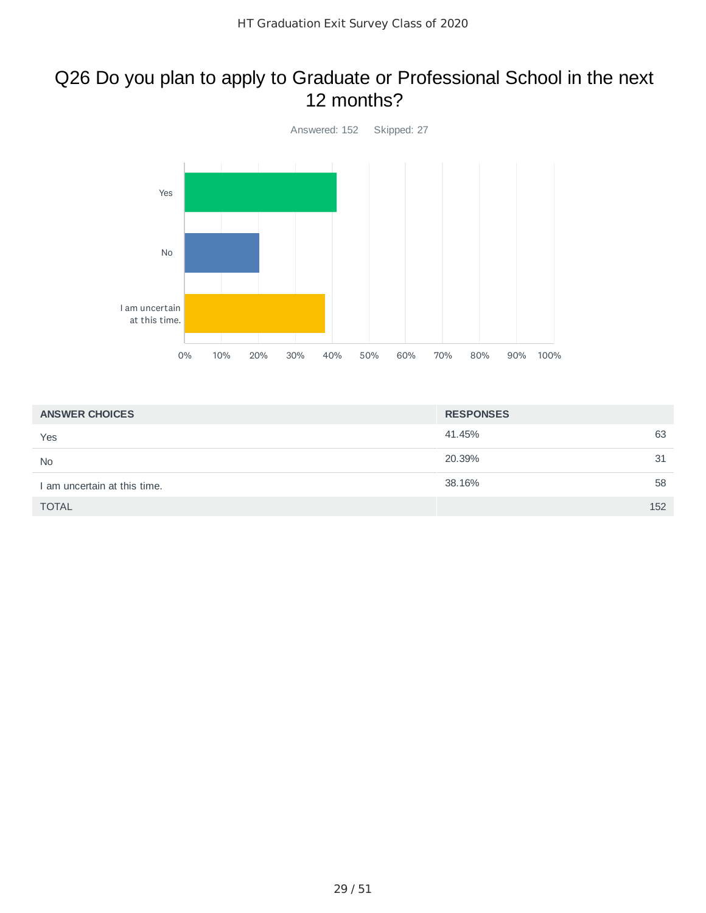# Q26 Do you plan to apply to Graduate or Professional School in the next 12 months?

Answered: 152 Skipped: 27

| ANSWER CHOICES | RESPONSES | |
|---|---|---|
| Yes | 41.45% | 63 |
| No | 20.39% | 31 |
| I am uncertain at this time. | 38.16% | 58 |
| TOTAL | | 152 |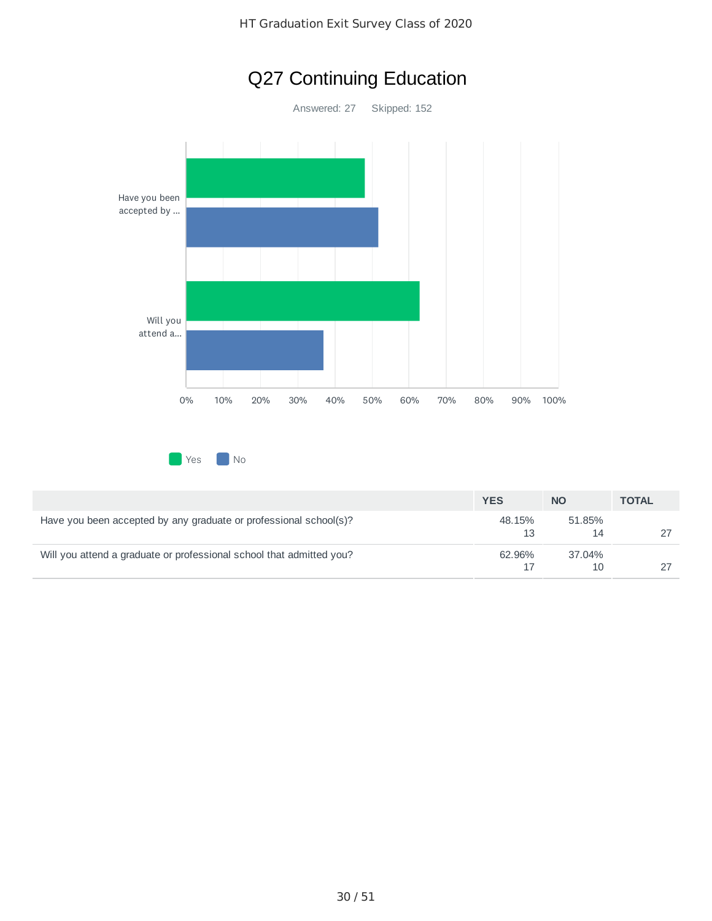# Q27 Continuing Education

Answered: 27 Skipped: 152

|  | YES | NO | TOTAL |
|---|---|---|---|
| Have you been accepted by any graduate or professional school(s)? | 48.15%<br>13 | 51.85%<br>14 | 27 |
| Will you attend a graduate or professional school that admitted you? | 62.96%<br>17 | 37.04%<br>10 | 27 |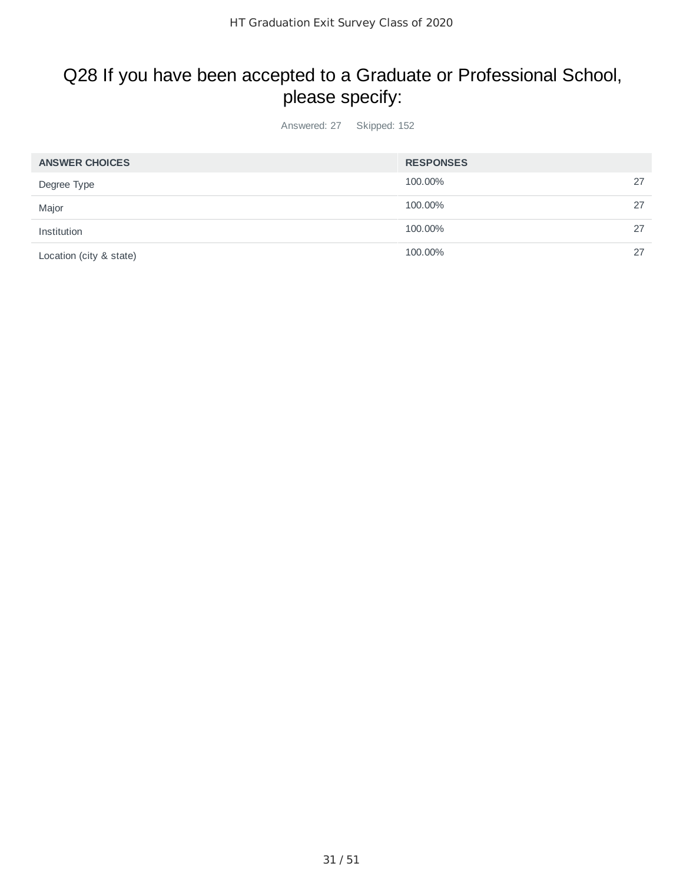# Q28 If you have been accepted to a Graduate or Professional School, please specify:

Answered: 27 Skipped: 152

| ANSWER CHOICES | RESPONSES | |
|---|---|---|
| Degree Type | 100.00% | 27 |
| Major | 100.00% | 27 |
| Institution | 100.00% | 27 |
| Location (city & state) | 100.00% | 27 |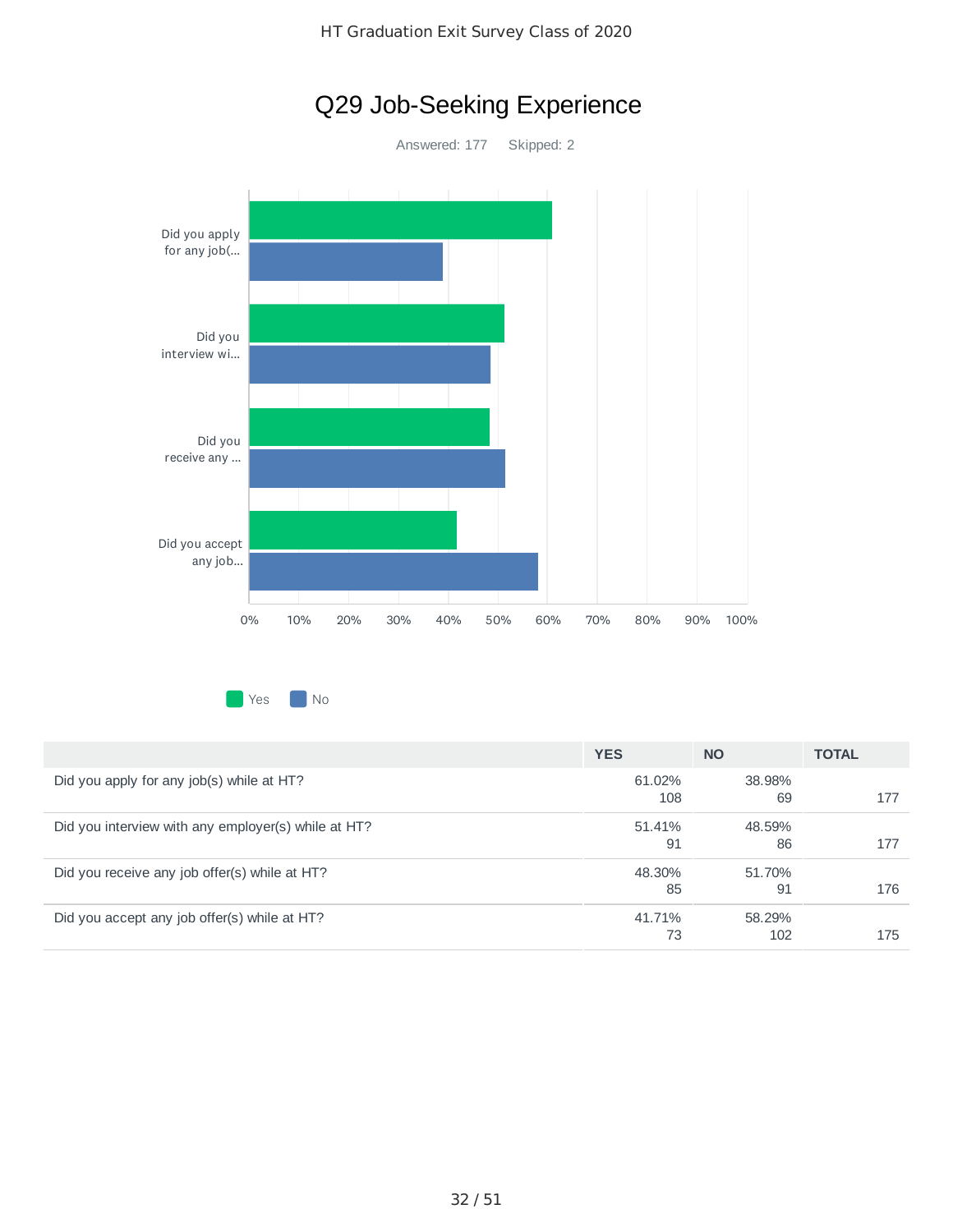# Q29 Job-Seeking Experience

Answered: 177    Skipped: 2

|  | YES | NO | TOTAL |
|---|---|---|---|
| Did you apply for any job(s) while at HT? | 61.02% 108 | 38.98% 69 | 177 |
| Did you interview with any employer(s) while at HT? | 51.41% 91 | 48.59% 86 | 177 |
| Did you receive any job offer(s) while at HT? | 48.30% 85 | 51.70% 91 | 176 |
| Did you accept any job offer(s) while at HT? | 41.71% 73 | 58.29% 102 | 175 |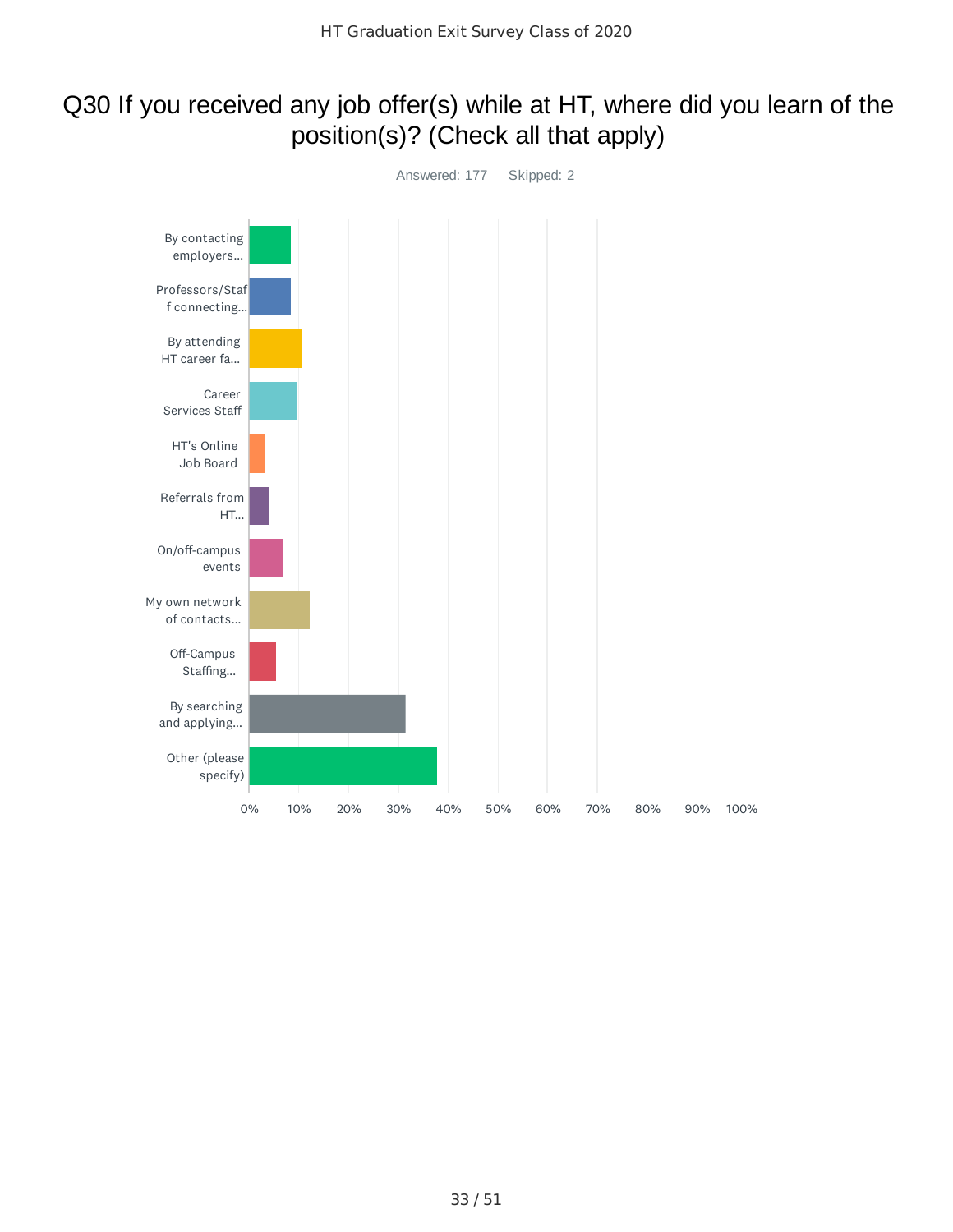# Q30 If you received any job offer(s) while at HT, where did you learn of the position(s)? (Check all that apply)

Answered: 177 Skipped: 2

| Answer choice |
|---|
| By contacting employers... |
| Professors/Staff connecting... |
| By attending HT career fa... |
| Career Services Staff |
| HT's Online Job Board |
| Referrals from HT... |
| On/off-campus events |
| My own network of contacts... |
| Off-Campus Staffing... |
| By searching and applying... |
| Other (please specify) |

0% 10% 20% 30% 40% 50% 60% 70% 80% 90% 100%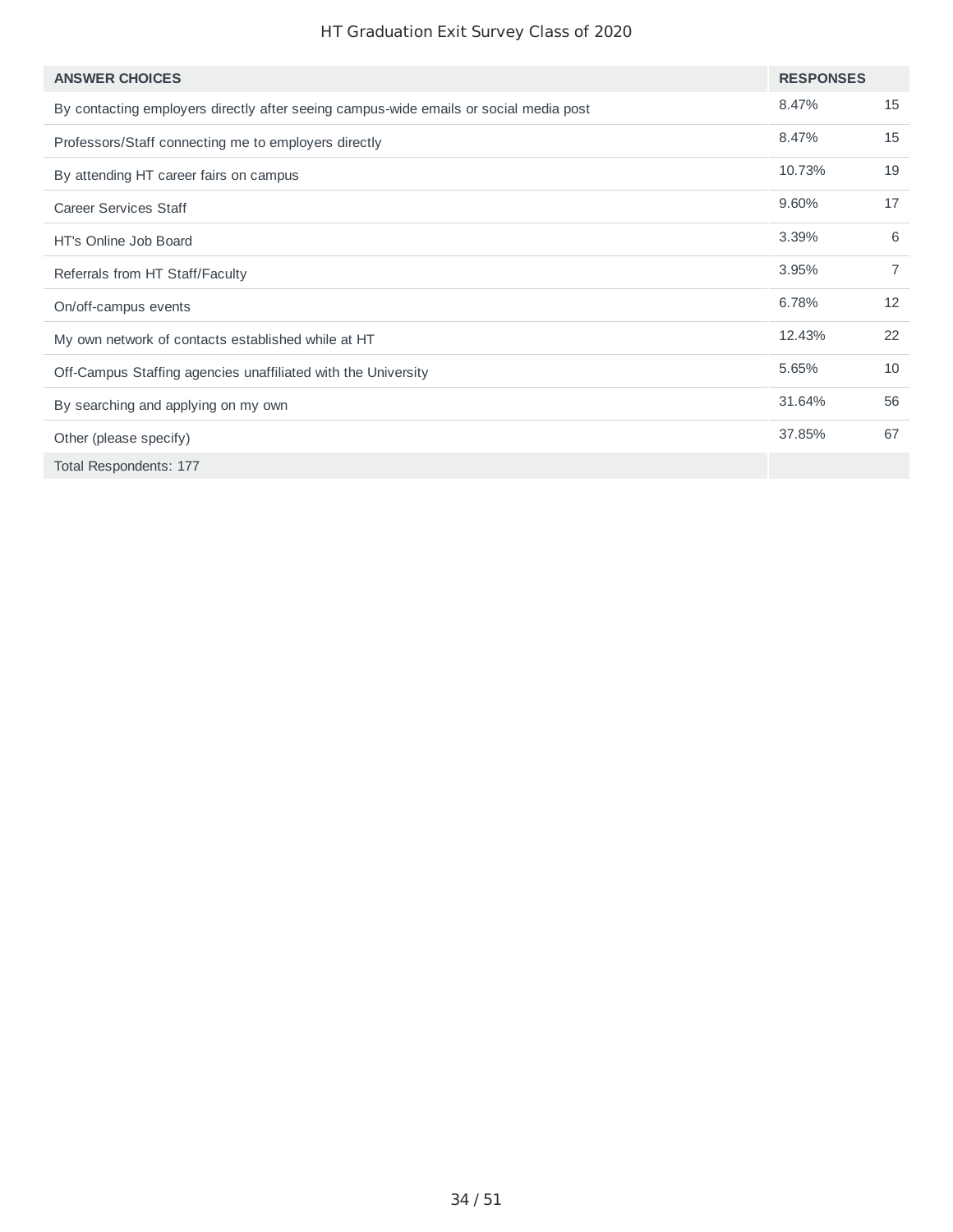| ANSWER CHOICES | RESPONSES | |
|---|---|---|
| By contacting employers directly after seeing campus-wide emails or social media post | 8.47% | 15 |
| Professors/Staff connecting me to employers directly | 8.47% | 15 |
| By attending HT career fairs on campus | 10.73% | 19 |
| Career Services Staff | 9.60% | 17 |
| HT's Online Job Board | 3.39% | 6 |
| Referrals from HT Staff/Faculty | 3.95% | 7 |
| On/off-campus events | 6.78% | 12 |
| My own network of contacts established while at HT | 12.43% | 22 |
| Off-Campus Staffing agencies unaffiliated with the University | 5.65% | 10 |
| By searching and applying on my own | 31.64% | 56 |
| Other (please specify) | 37.85% | 67 |
| Total Respondents: 177 | | |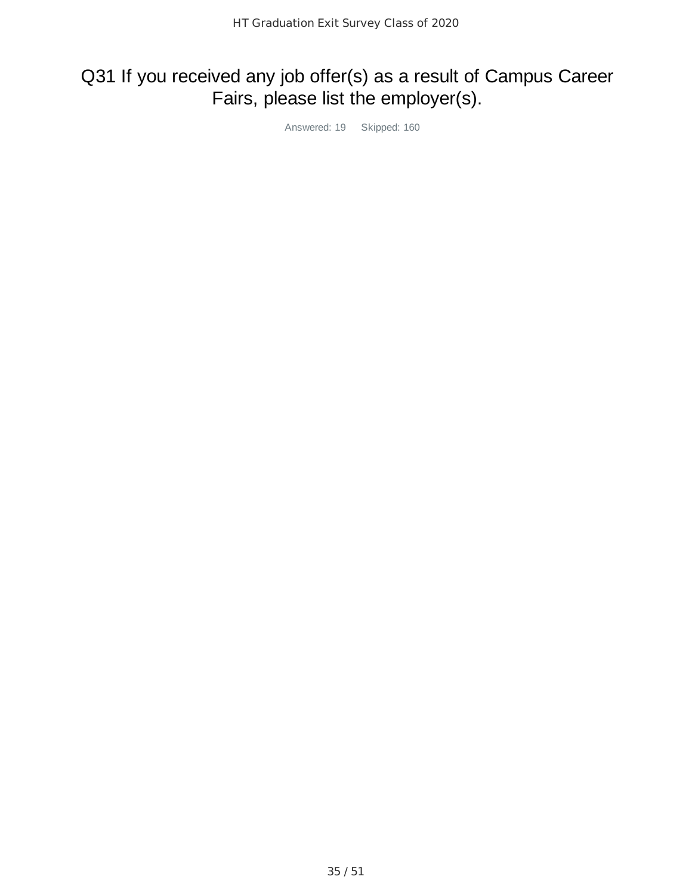# Q31 If you received any job offer(s) as a result of Campus Career Fairs, please list the employer(s).

Answered: 19    Skipped: 160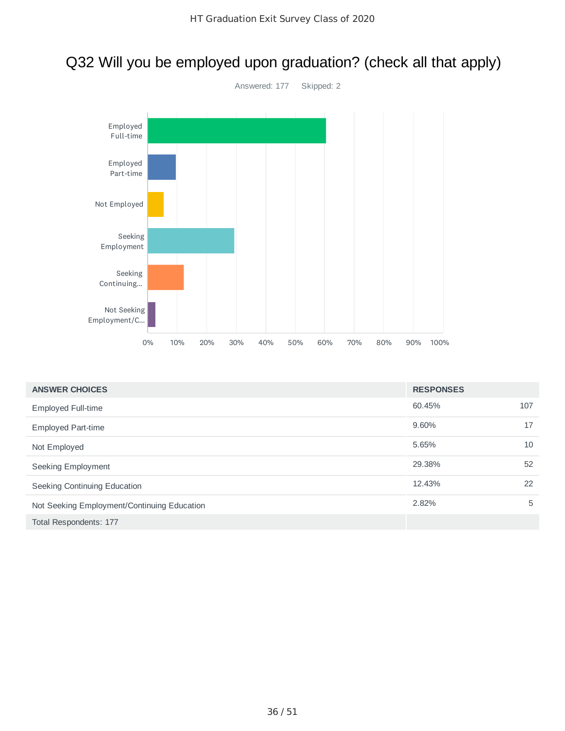## Q32 Will you be employed upon graduation? (check all that apply)

Answered: 177    Skipped: 2

| ANSWER CHOICES | RESPONSES | |
|---|---|---|
| Employed Full-time | 60.45% | 107 |
| Employed Part-time | 9.60% | 17 |
| Not Employed | 5.65% | 10 |
| Seeking Employment | 29.38% | 52 |
| Seeking Continuing Education | 12.43% | 22 |
| Not Seeking Employment/Continuing Education | 2.82% | 5 |
| Total Respondents: 177 | | |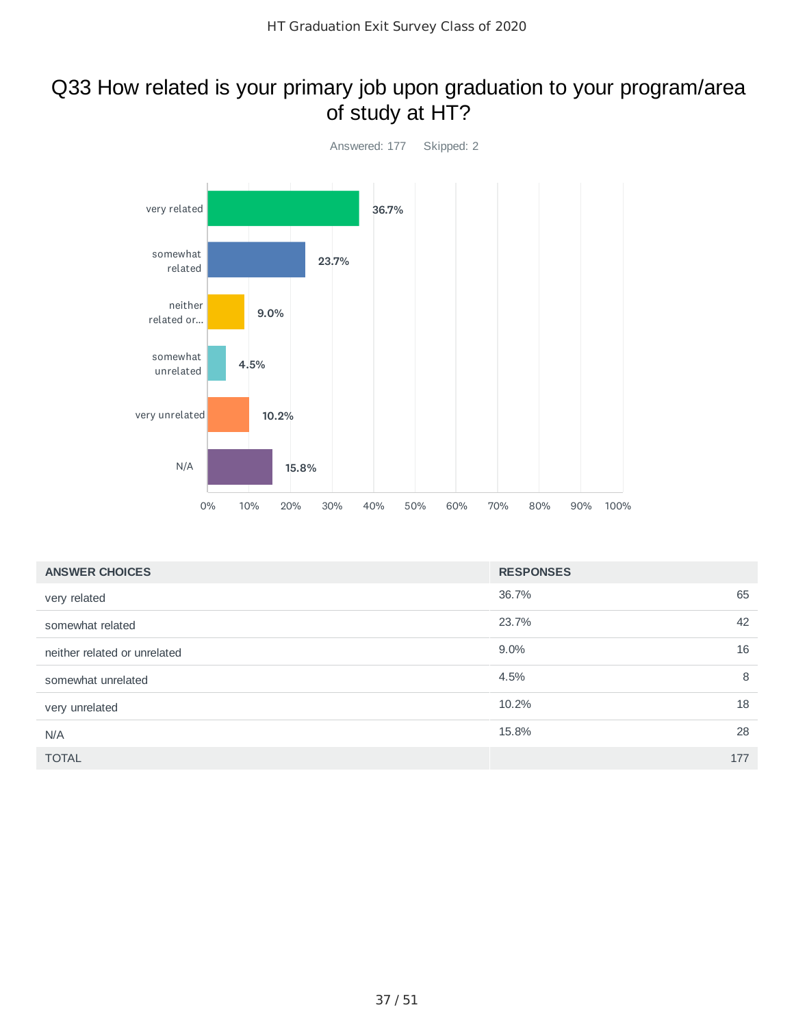# Q33 How related is your primary job upon graduation to your program/area of study at HT?

Answered: 177 Skipped: 2

| ANSWER CHOICES | RESPONSES | |
|---|---|---|
| very related | 36.7% | 65 |
| somewhat related | 23.7% | 42 |
| neither related or unrelated | 9.0% | 16 |
| somewhat unrelated | 4.5% | 8 |
| very unrelated | 10.2% | 18 |
| N/A | 15.8% | 28 |
| TOTAL | | 177 |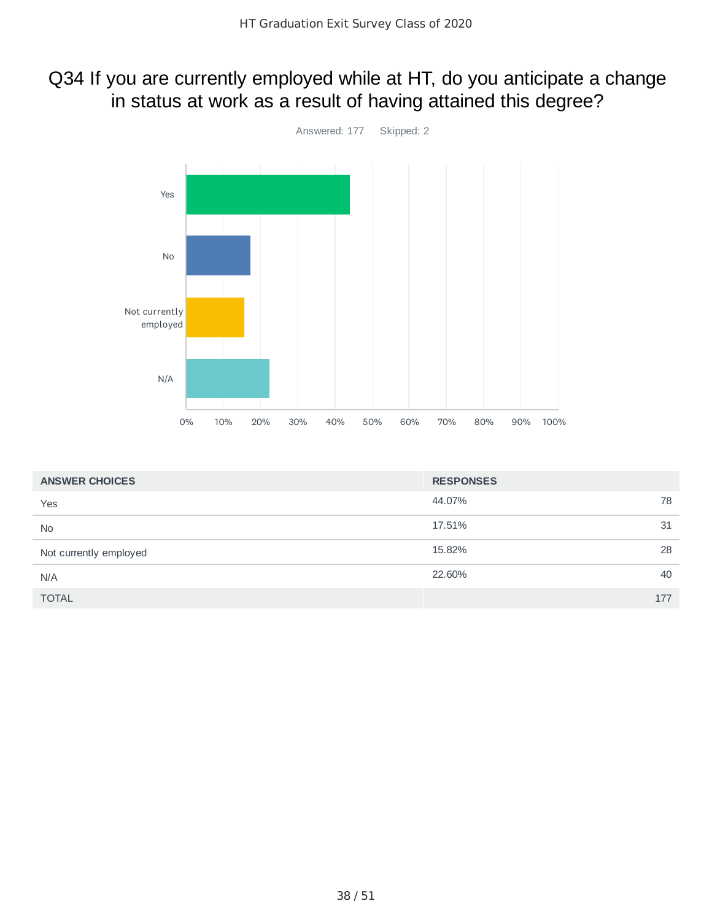# Q34 If you are currently employed while at HT, do you anticipate a change in status at work as a result of having attained this degree?

Answered: 177 Skipped: 2

| ANSWER CHOICES | RESPONSES | |
|---|---|---|
| Yes | 44.07% | 78 |
| No | 17.51% | 31 |
| Not currently employed | 15.82% | 28 |
| N/A | 22.60% | 40 |
| TOTAL | | 177 |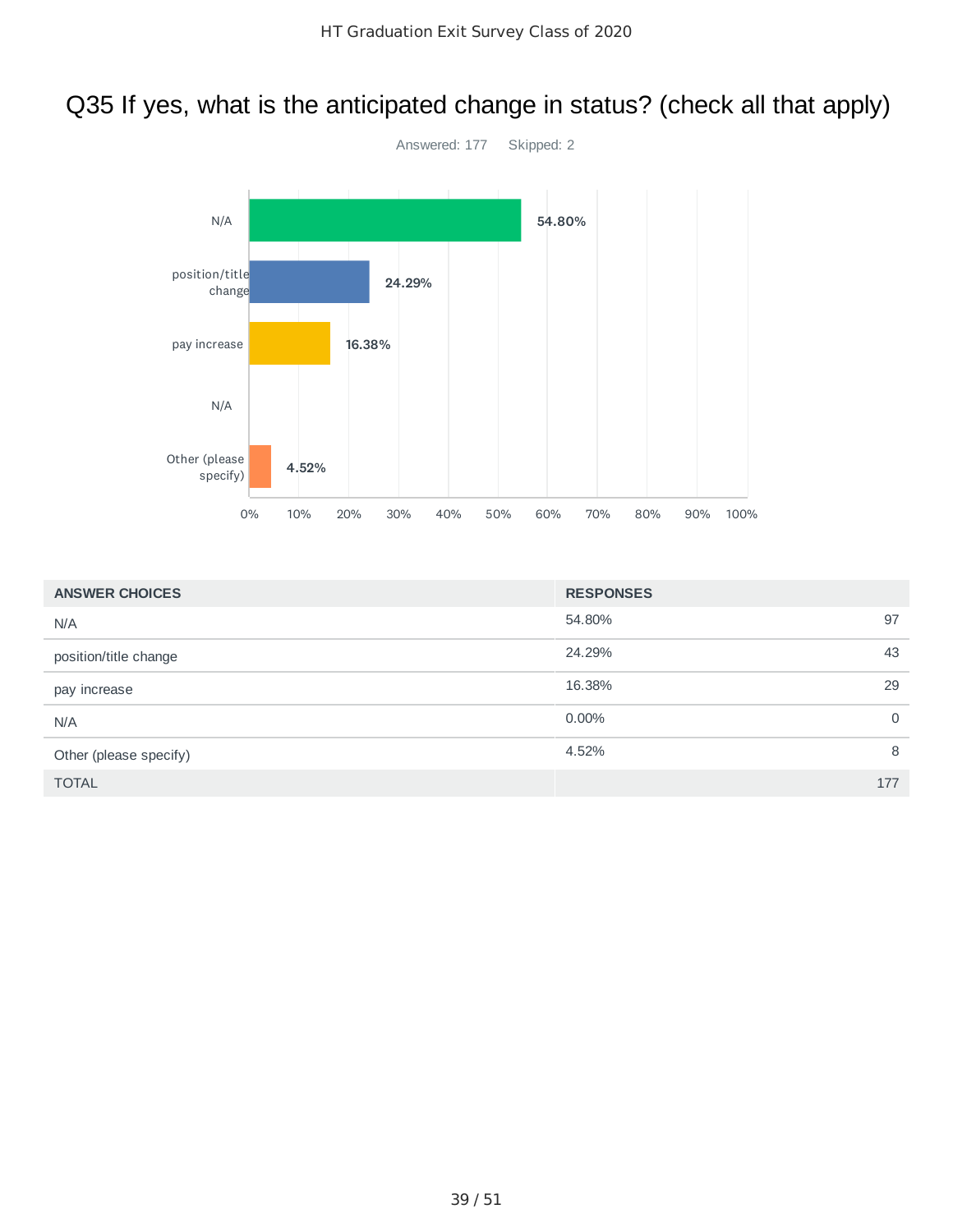# Q35 If yes, what is the anticipated change in status? (check all that apply)

Answered: 177 Skipped: 2

| ANSWER CHOICES | RESPONSES | |
|---|---|---|
| N/A | 54.80% | 97 |
| position/title change | 24.29% | 43 |
| pay increase | 16.38% | 29 |
| N/A | 0.00% | 0 |
| Other (please specify) | 4.52% | 8 |
| TOTAL | | 177 |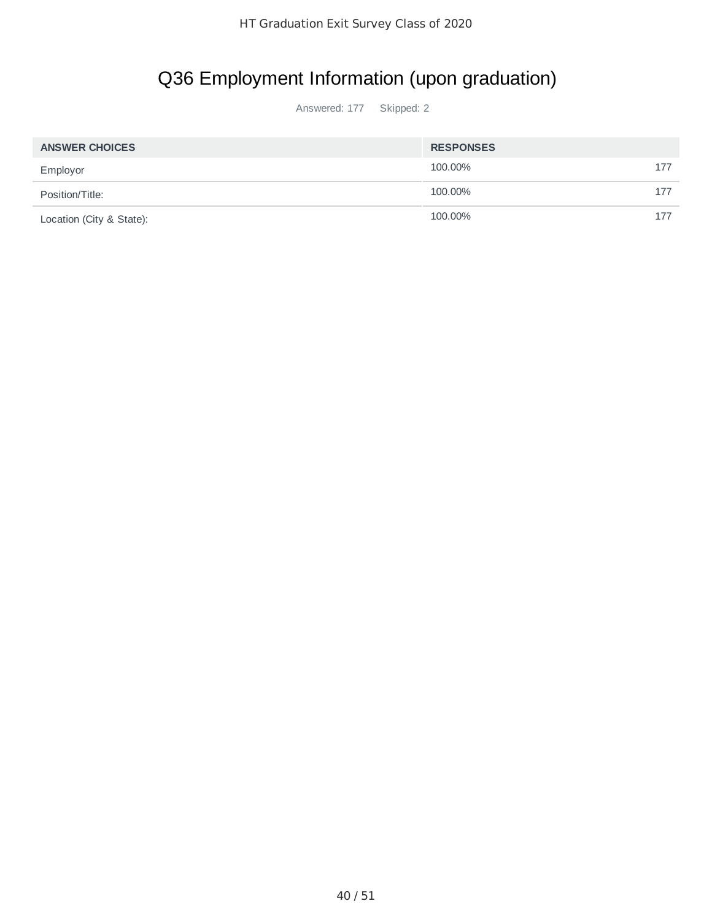# Q36 Employment Information (upon graduation)

Answered: 177 Skipped: 2

| ANSWER CHOICES | RESPONSES | |
|---|---|---|
| Employor | 100.00% | 177 |
| Position/Title: | 100.00% | 177 |
| Location (City & State): | 100.00% | 177 |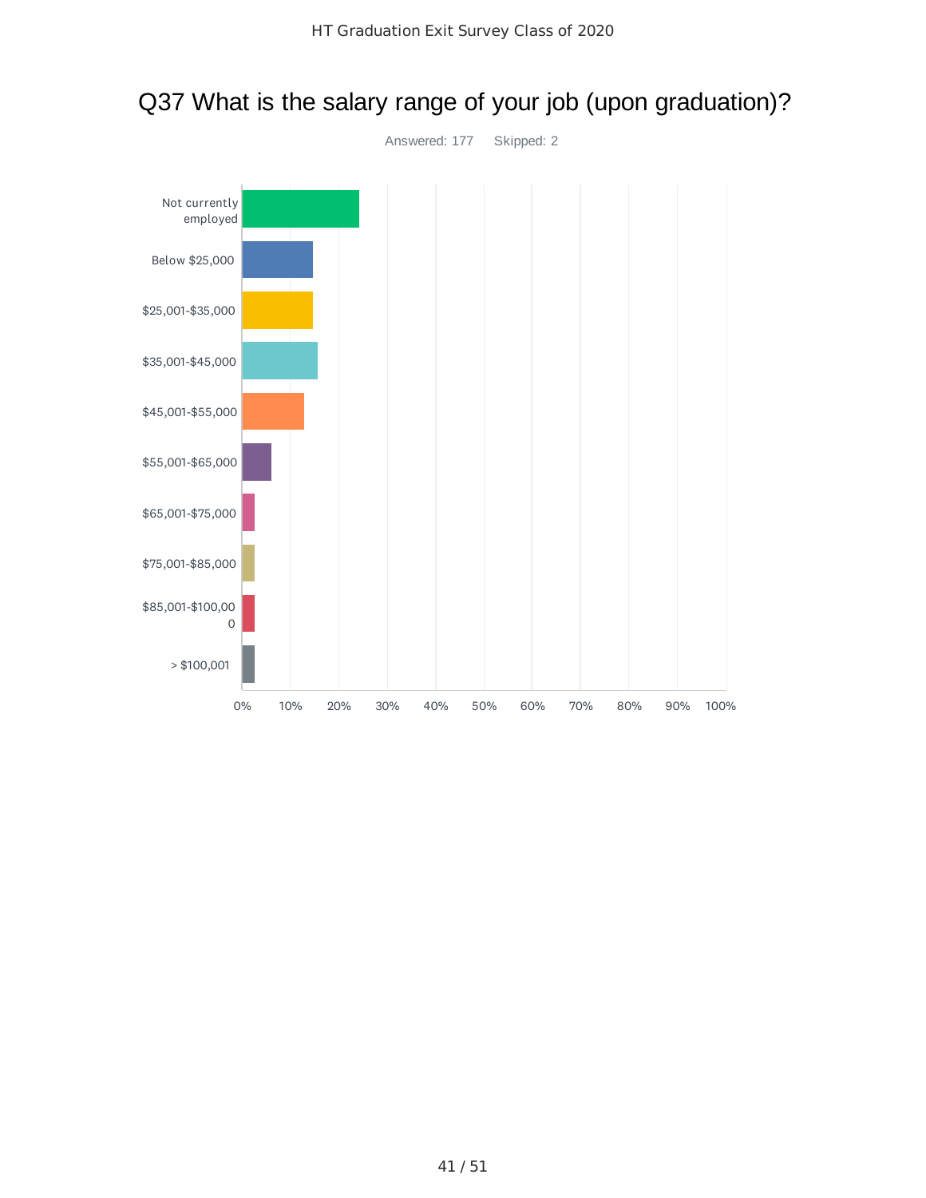# Q37 What is the salary range of your job (upon graduation)?

Answered: 177 Skipped: 2

Not currently employed

Below $25,000

$25,001-$35,000

$35,001-$45,000

$45,001-$55,000

$55,001-$65,000

$65,001-$75,000

$75,001-$85,000

$85,001-$100,000

> $100,001

0% 10% 20% 30% 40% 50% 60% 70% 80% 90% 100%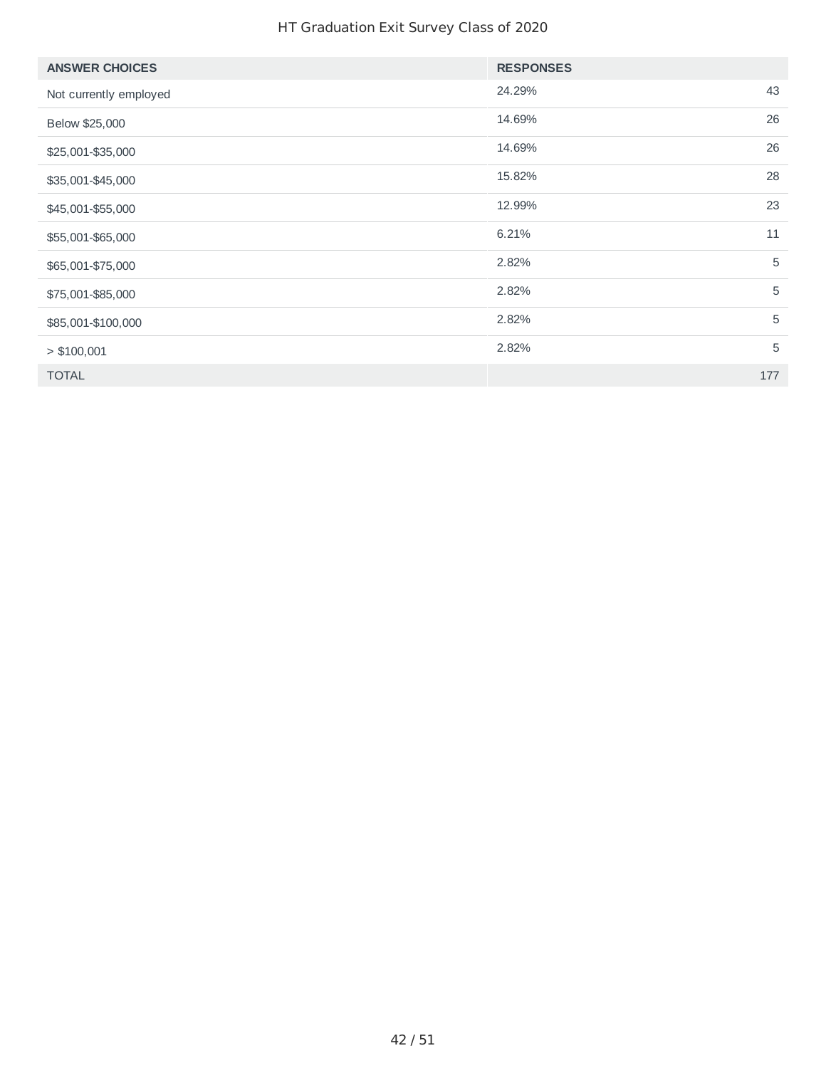| ANSWER CHOICES | RESPONSES | |
|---|---|---|
| Not currently employed | 24.29% | 43 |
| Below $25,000 | 14.69% | 26 |
| $25,001-$35,000 | 14.69% | 26 |
| $35,001-$45,000 | 15.82% | 28 |
| $45,001-$55,000 | 12.99% | 23 |
| $55,001-$65,000 | 6.21% | 11 |
| $65,001-$75,000 | 2.82% | 5 |
| $75,001-$85,000 | 2.82% | 5 |
| $85,001-$100,000 | 2.82% | 5 |
| > $100,001 | 2.82% | 5 |
| TOTAL | | 177 |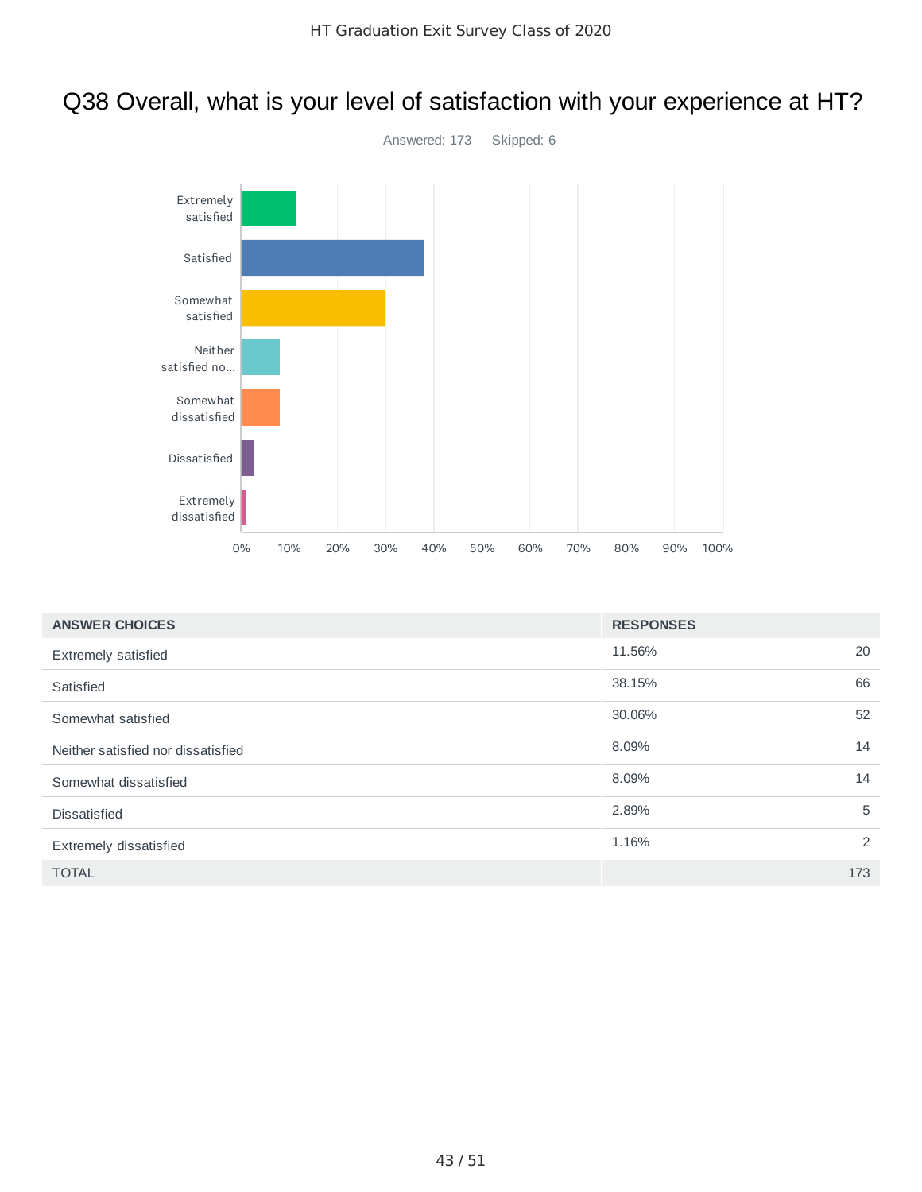HT Graduation Exit Survey Class of 2020

# Q38 Overall, what is your level of satisfaction with your experience at HT?

Answered: 173 Skipped: 6

| ANSWER CHOICES | RESPONSES | |
|---|---|---|
| Extremely satisfied | 11.56% | 20 |
| Satisfied | 38.15% | 66 |
| Somewhat satisfied | 30.06% | 52 |
| Neither satisfied nor dissatisfied | 8.09% | 14 |
| Somewhat dissatisfied | 8.09% | 14 |
| Dissatisfied | 2.89% | 5 |
| Extremely dissatisfied | 1.16% | 2 |
| TOTAL | | 173 |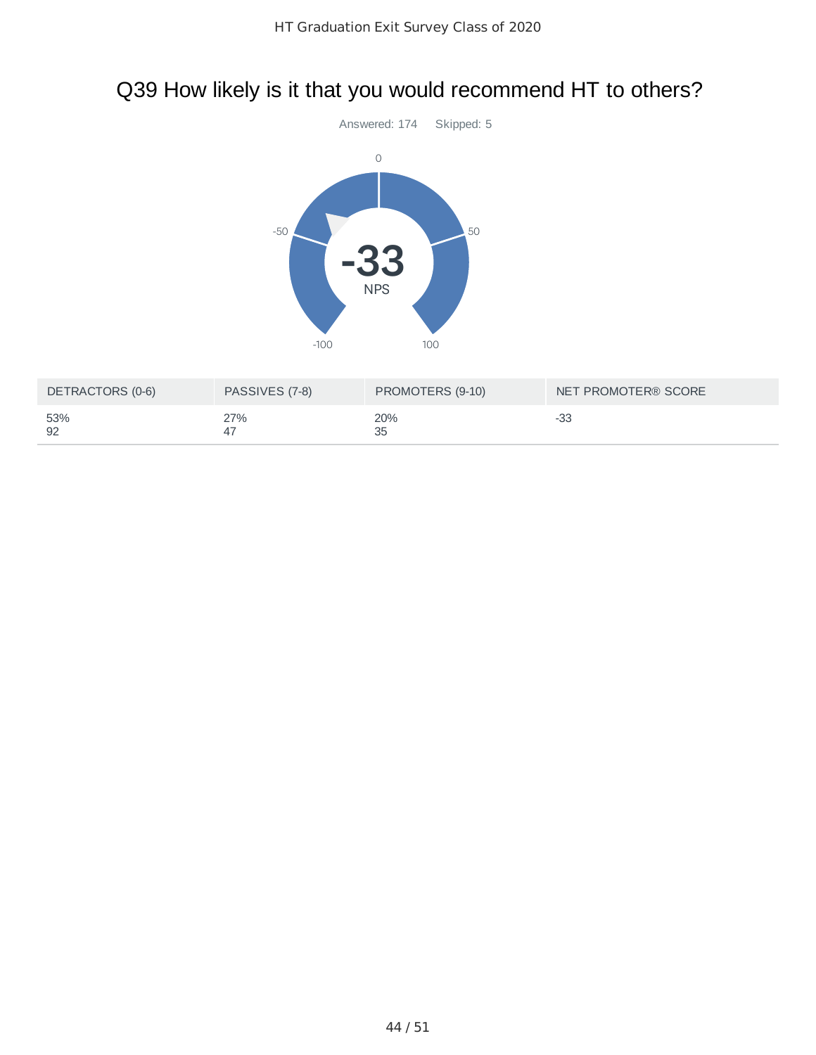# Q39 How likely is it that you would recommend HT to others?

Answered: 174 Skipped: 5

| DETRACTORS (0-6) | PASSIVES (7-8) | PROMOTERS (9-10) | NET PROMOTER® SCORE |
|---|---|---|---|
| 53%<br>92 | 27%<br>47 | 20%<br>35 | -33 |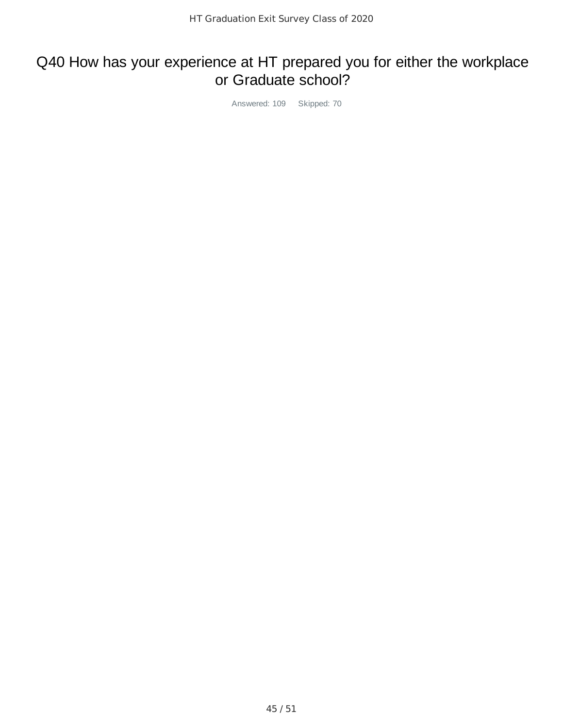# Q40 How has your experience at HT prepared you for either the workplace or Graduate school?

Answered: 109 Skipped: 70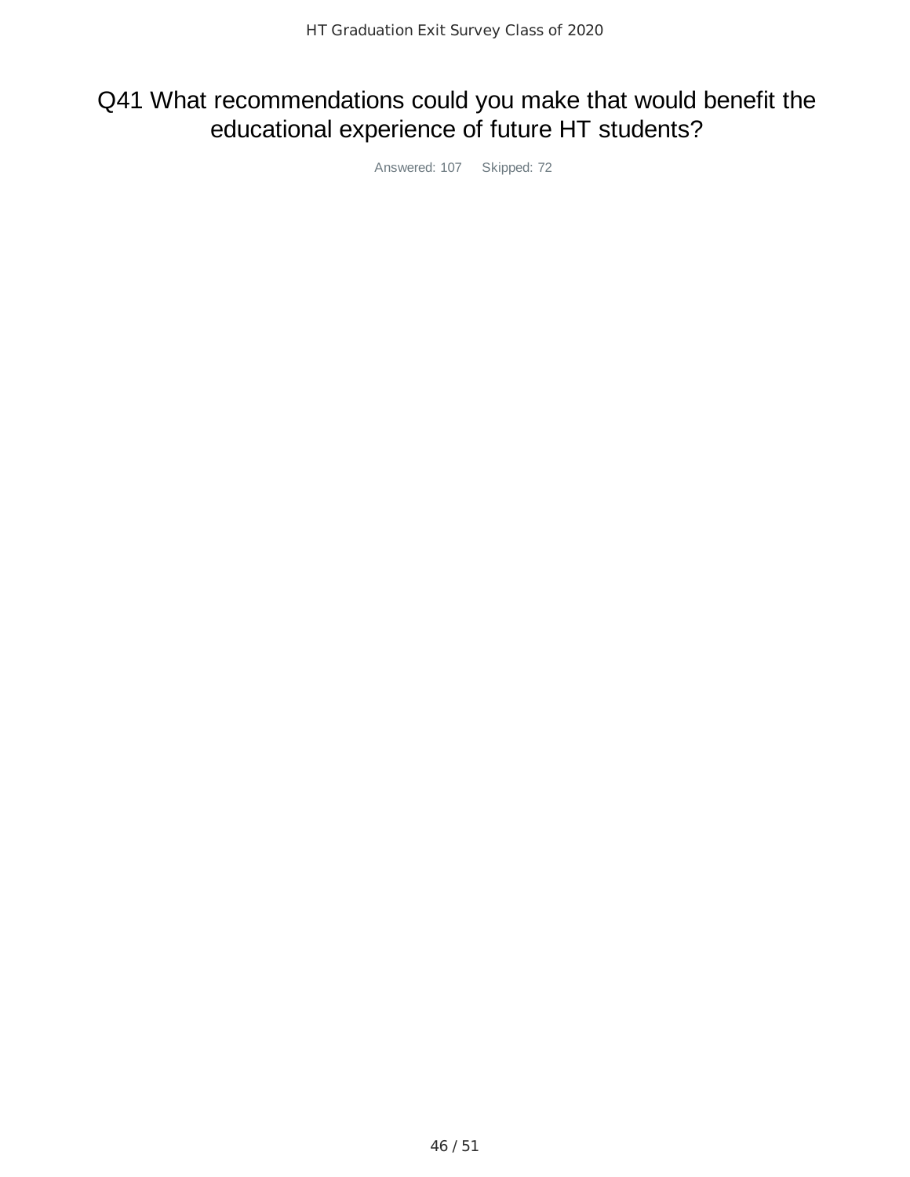# Q41 What recommendations could you make that would benefit the educational experience of future HT students?

Answered: 107 Skipped: 72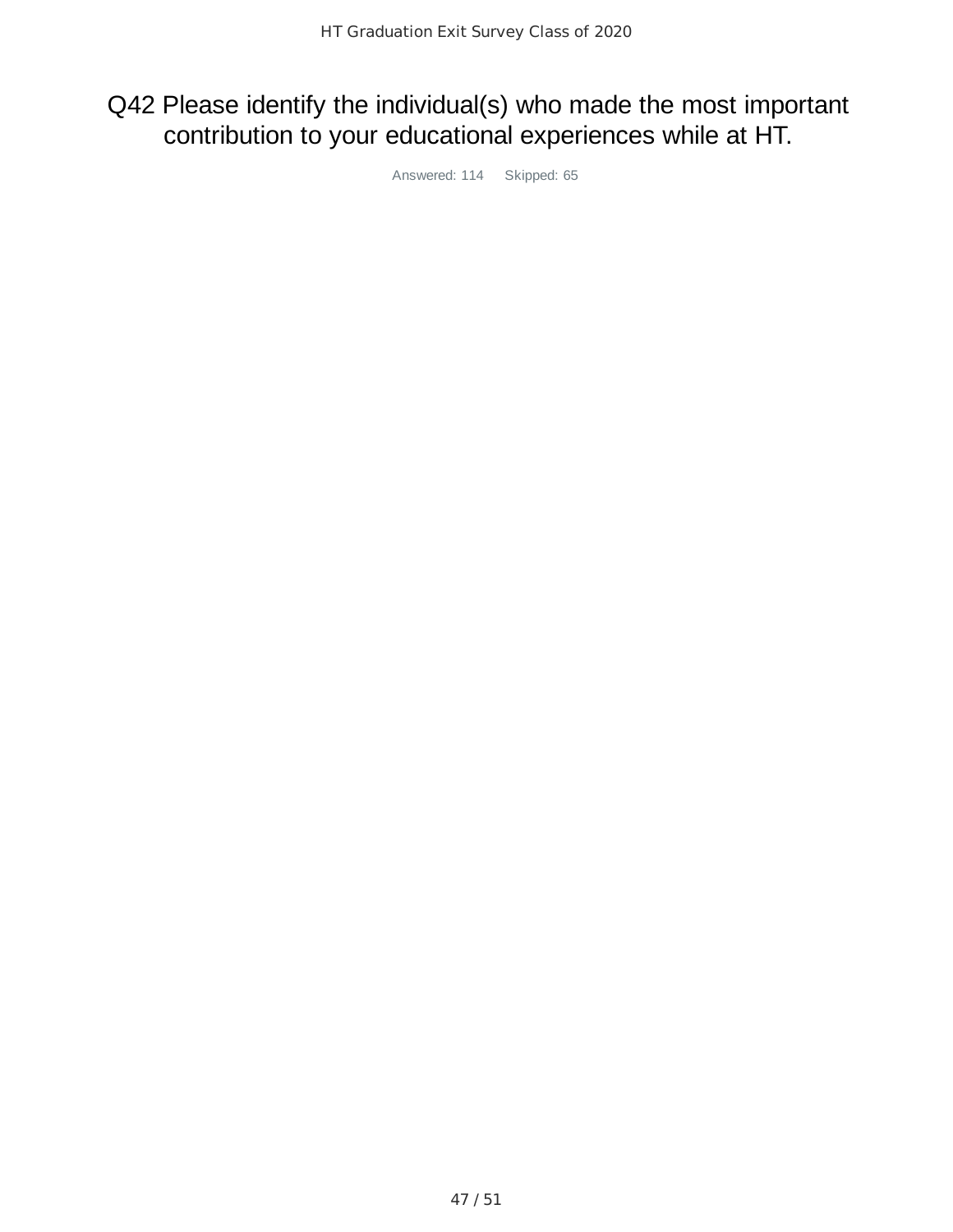# Q42 Please identify the individual(s) who made the most important contribution to your educational experiences while at HT.

Answered: 114 Skipped: 65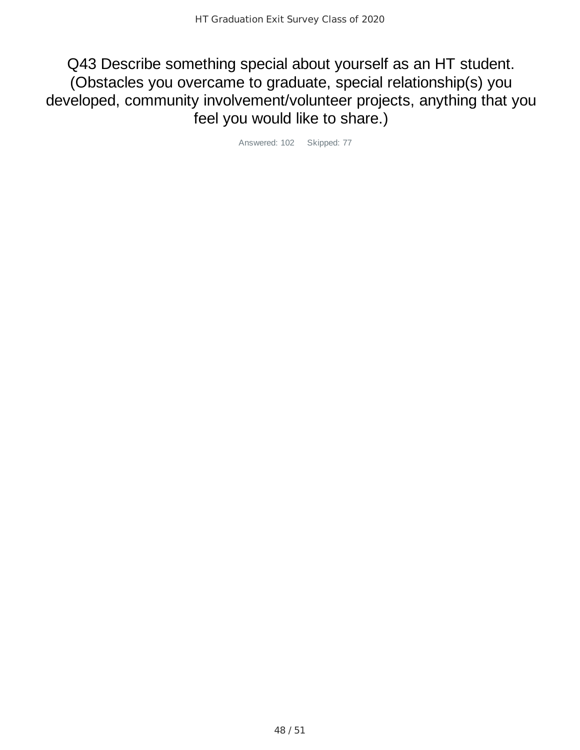# Q43 Describe something special about yourself as an HT student. (Obstacles you overcame to graduate, special relationship(s) you developed, community involvement/volunteer projects, anything that you feel you would like to share.)

Answered: 102 Skipped: 77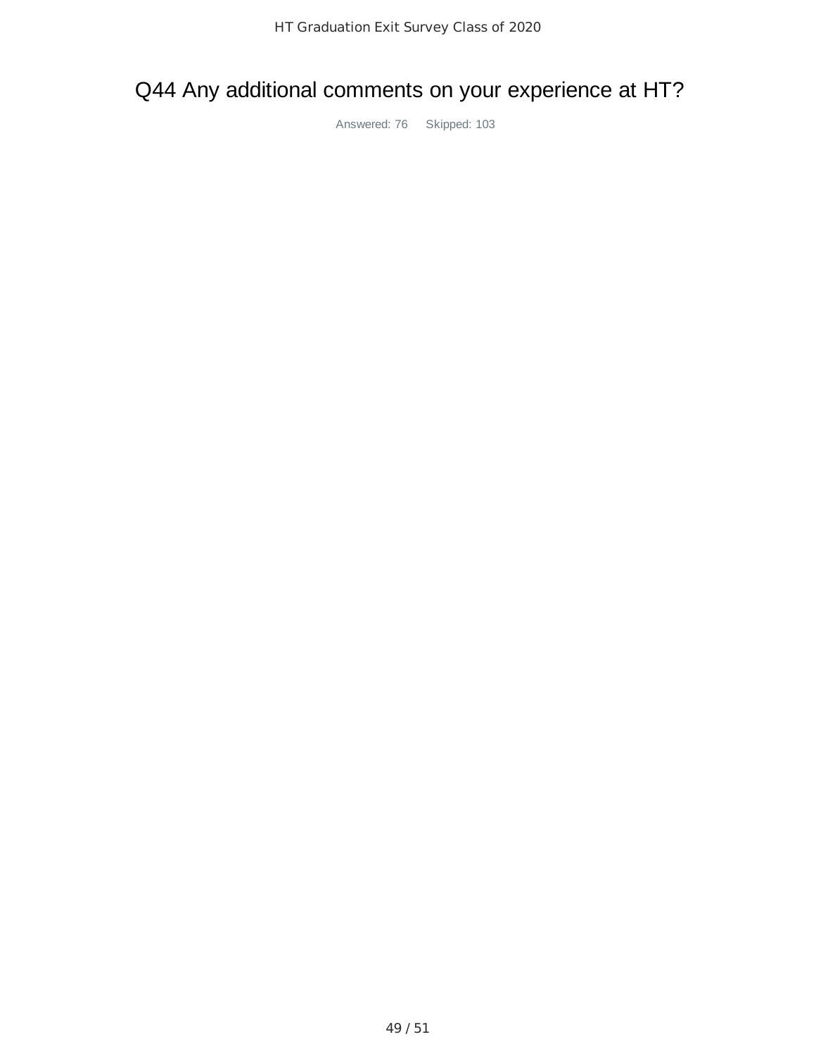# Q44 Any additional comments on your experience at HT?

Answered: 76 Skipped: 103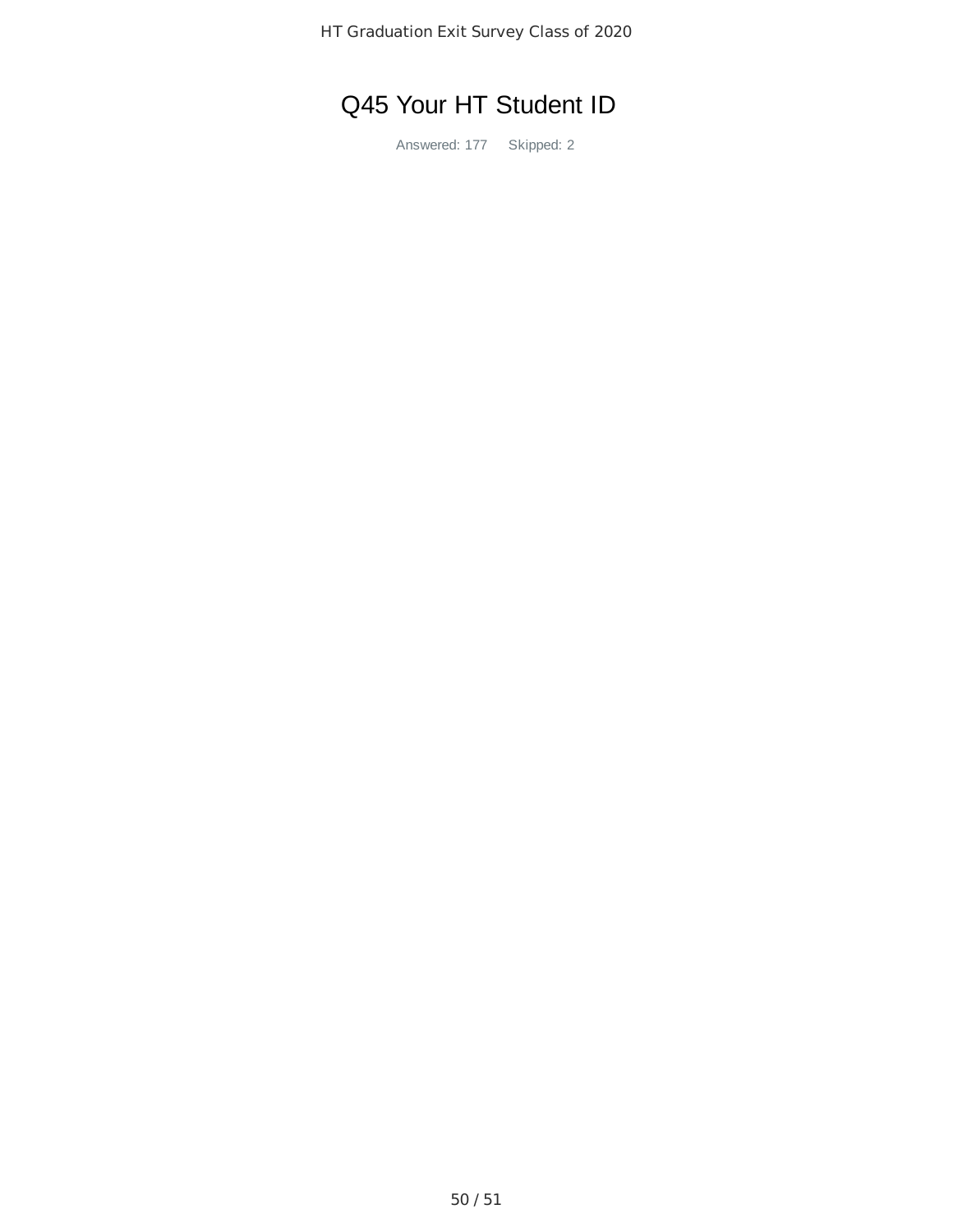# Q45 Your HT Student ID

Answered: 177 Skipped: 2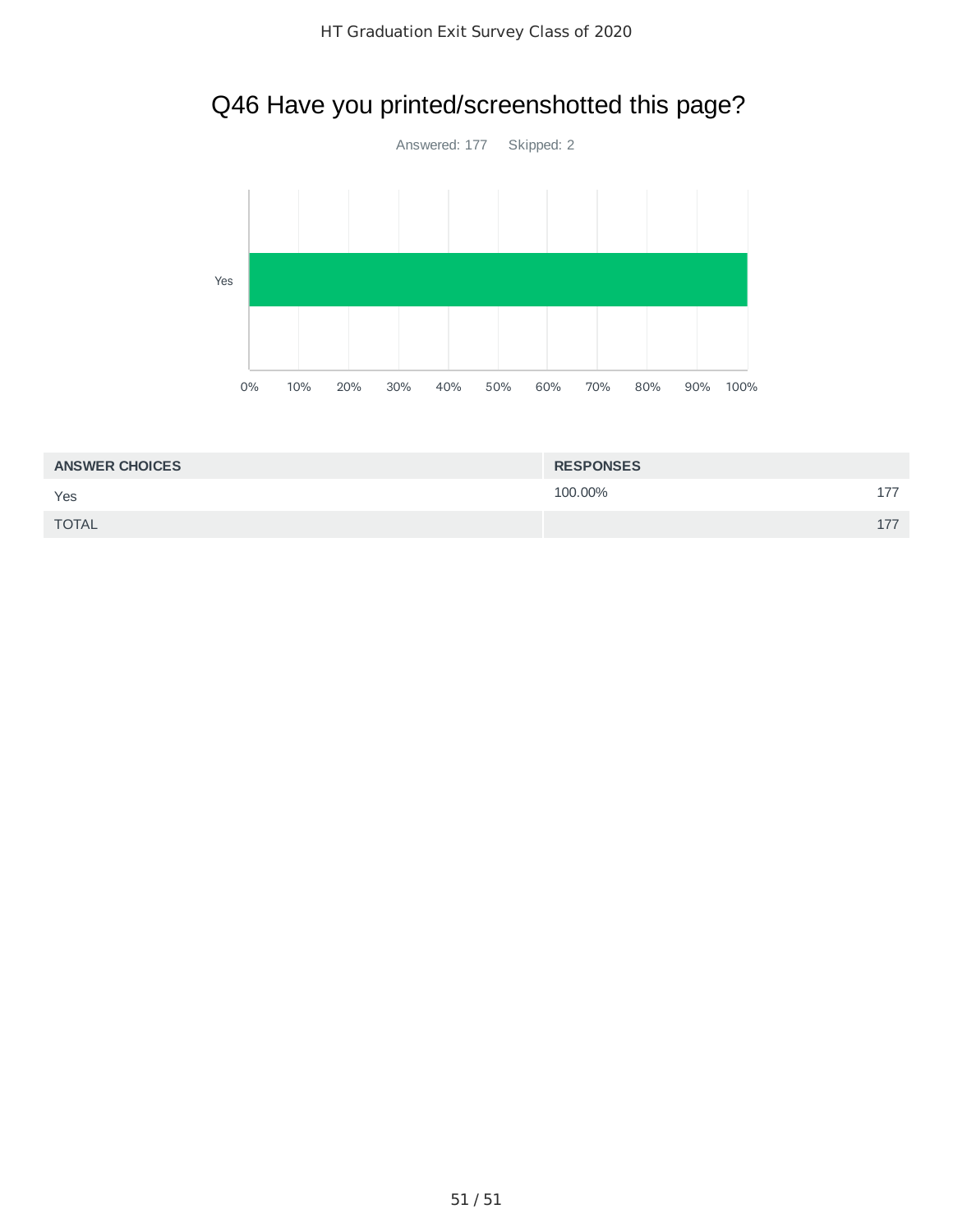## Q46 Have you printed/screenshotted this page?

Answered: 177 Skipped: 2

Yes

0% 10% 20% 30% 40% 50% 60% 70% 80% 90% 100%

| ANSWER CHOICES | RESPONSES | |
|---|---|---|
| Yes | 100.00% | 177 |
| TOTAL | | 177 |